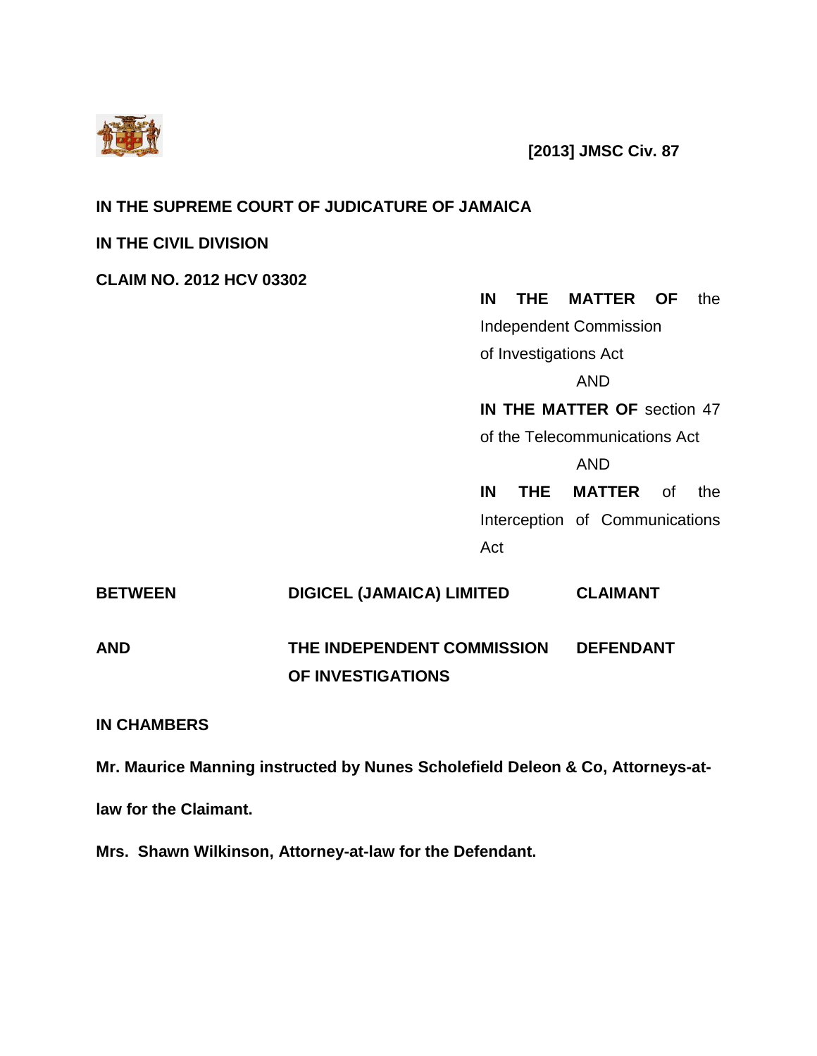**[2013] JMSC Civ. 87**

**IN THE SUPREME COURT OF JUDICATURE OF JAMAICA**

**IN THE CIVIL DIVISION**

**CLAIM NO. 2012 HCV 03302**

**IN THE MATTER OF** the Independent Commission of Investigations Act

AND

**IN THE MATTER OF** section 47 of the Telecommunications Act

AND

**IN THE MATTER** of the Interception of Communications Act

| | | |
|---|---|---|
| **BETWEEN** | **DIGICEL (JAMAICA) LIMITED** | **CLAIMANT** |
| **AND** | **THE INDEPENDENT COMMISSION OF INVESTIGATIONS** | **DEFENDANT** |

**IN CHAMBERS**

**Mr. Maurice Manning instructed by Nunes Scholefield Deleon & Co, Attorneys-at-law for the Claimant.**

**Mrs. Shawn Wilkinson, Attorney-at-law for the Defendant.**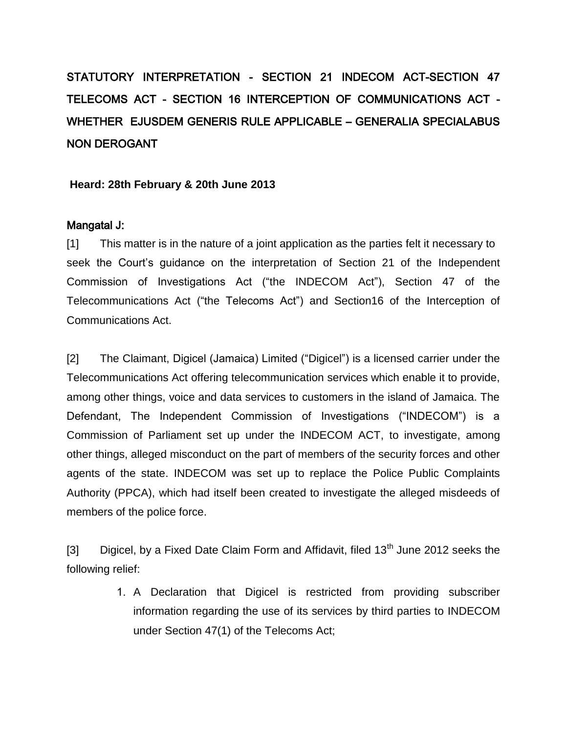STATUTORY INTERPRETATION - SECTION 21 INDECOM ACT-SECTION 47 TELECOMS ACT - SECTION 16 INTERCEPTION OF COMMUNICATIONS ACT - WHETHER EJUSDEM GENERIS RULE APPLICABLE – GENERALIA SPECIALABUS NON DEROGANT

**Heard: 28th February & 20th June 2013**

Mangatal J:

[1] This matter is in the nature of a joint application as the parties felt it necessary to seek the Court's guidance on the interpretation of Section 21 of the Independent Commission of Investigations Act ("the INDECOM Act"), Section 47 of the Telecommunications Act ("the Telecoms Act") and Section16 of the Interception of Communications Act.

[2] The Claimant, Digicel (Jamaica) Limited ("Digicel") is a licensed carrier under the Telecommunications Act offering telecommunication services which enable it to provide, among other things, voice and data services to customers in the island of Jamaica. The Defendant, The Independent Commission of Investigations ("INDECOM") is a Commission of Parliament set up under the INDECOM ACT, to investigate, among other things, alleged misconduct on the part of members of the security forces and other agents of the state. INDECOM was set up to replace the Police Public Complaints Authority (PPCA), which had itself been created to investigate the alleged misdeeds of members of the police force.

[3] Digicel, by a Fixed Date Claim Form and Affidavit, filed 13th June 2012 seeks the following relief:

1. A Declaration that Digicel is restricted from providing subscriber information regarding the use of its services by third parties to INDECOM under Section 47(1) of the Telecoms Act;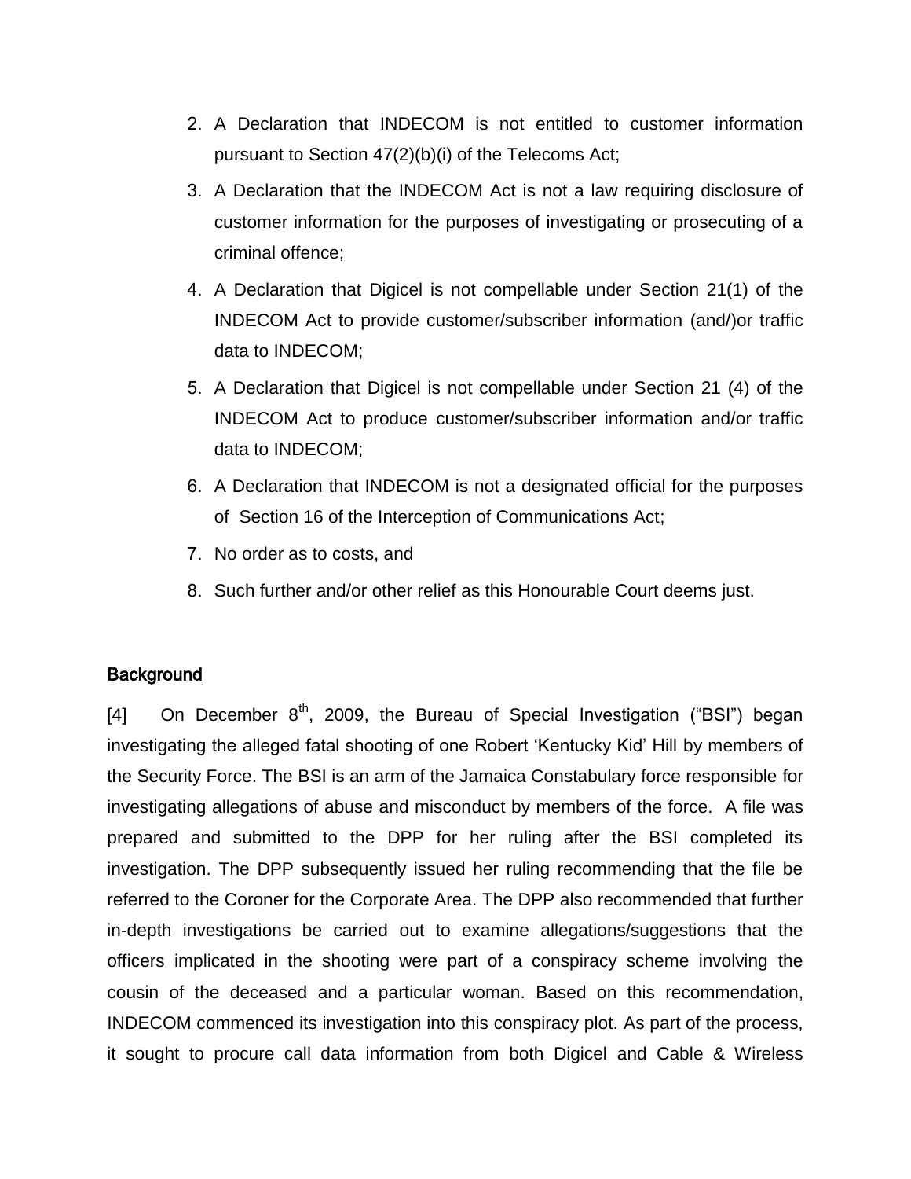2. A Declaration that INDECOM is not entitled to customer information pursuant to Section 47(2)(b)(i) of the Telecoms Act;
3. A Declaration that the INDECOM Act is not a law requiring disclosure of customer information for the purposes of investigating or prosecuting of a criminal offence;
4. A Declaration that Digicel is not compellable under Section 21(1) of the INDECOM Act to provide customer/subscriber information (and/)or traffic data to INDECOM;
5. A Declaration that Digicel is not compellable under Section 21 (4) of the INDECOM Act to produce customer/subscriber information and/or traffic data to INDECOM;
6. A Declaration that INDECOM is not a designated official for the purposes of Section 16 of the Interception of Communications Act;
7. No order as to costs, and
8. Such further and/or other relief as this Honourable Court deems just.

## Background

[4] On December 8th, 2009, the Bureau of Special Investigation ("BSI") began investigating the alleged fatal shooting of one Robert 'Kentucky Kid' Hill by members of the Security Force. The BSI is an arm of the Jamaica Constabulary force responsible for investigating allegations of abuse and misconduct by members of the force. A file was prepared and submitted to the DPP for her ruling after the BSI completed its investigation. The DPP subsequently issued her ruling recommending that the file be referred to the Coroner for the Corporate Area. The DPP also recommended that further in-depth investigations be carried out to examine allegations/suggestions that the officers implicated in the shooting were part of a conspiracy scheme involving the cousin of the deceased and a particular woman. Based on this recommendation, INDECOM commenced its investigation into this conspiracy plot. As part of the process, it sought to procure call data information from both Digicel and Cable & Wireless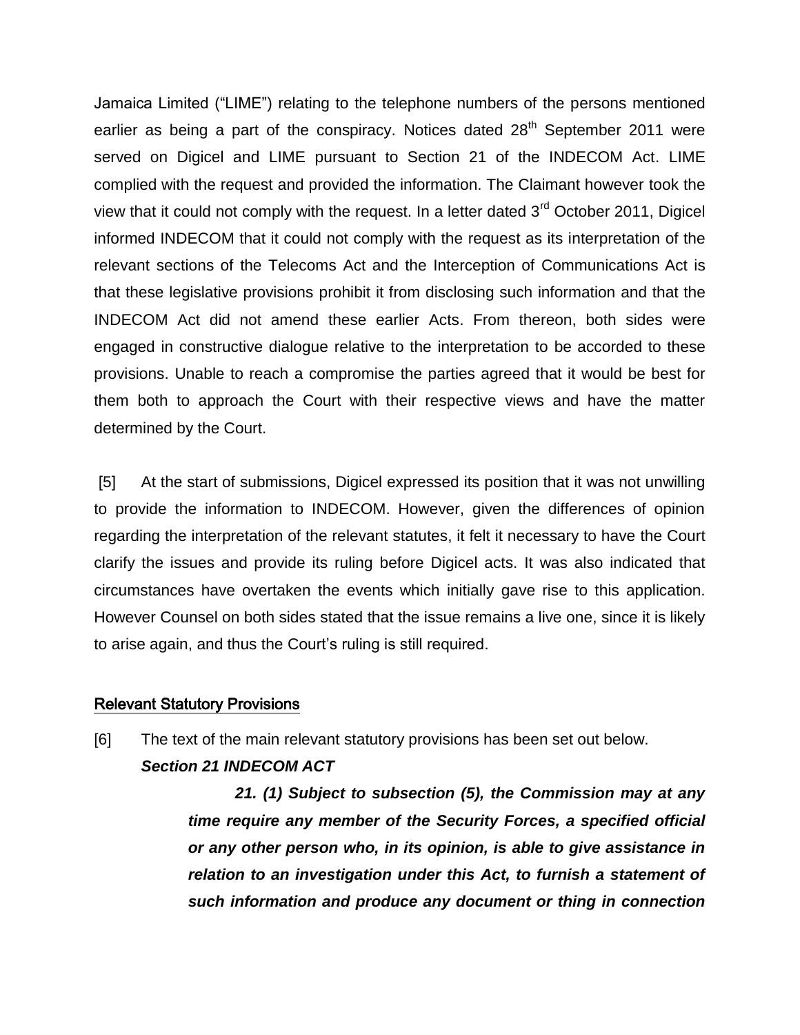Jamaica Limited ("LIME") relating to the telephone numbers of the persons mentioned earlier as being a part of the conspiracy. Notices dated 28th September 2011 were served on Digicel and LIME pursuant to Section 21 of the INDECOM Act. LIME complied with the request and provided the information. The Claimant however took the view that it could not comply with the request. In a letter dated 3rd October 2011, Digicel informed INDECOM that it could not comply with the request as its interpretation of the relevant sections of the Telecoms Act and the Interception of Communications Act is that these legislative provisions prohibit it from disclosing such information and that the INDECOM Act did not amend these earlier Acts. From thereon, both sides were engaged in constructive dialogue relative to the interpretation to be accorded to these provisions. Unable to reach a compromise the parties agreed that it would be best for them both to approach the Court with their respective views and have the matter determined by the Court.

[5] At the start of submissions, Digicel expressed its position that it was not unwilling to provide the information to INDECOM. However, given the differences of opinion regarding the interpretation of the relevant statutes, it felt it necessary to have the Court clarify the issues and provide its ruling before Digicel acts. It was also indicated that circumstances have overtaken the events which initially gave rise to this application. However Counsel on both sides stated that the issue remains a live one, since it is likely to arise again, and thus the Court's ruling is still required.

## Relevant Statutory Provisions

[6] The text of the main relevant statutory provisions has been set out below.

***Section 21 INDECOM ACT***

> ***21. (1) Subject to subsection (5), the Commission may at any time require any member of the Security Forces, a specified official or any other person who, in its opinion, is able to give assistance in relation to an investigation under this Act, to furnish a statement of such information and produce any document or thing in connection***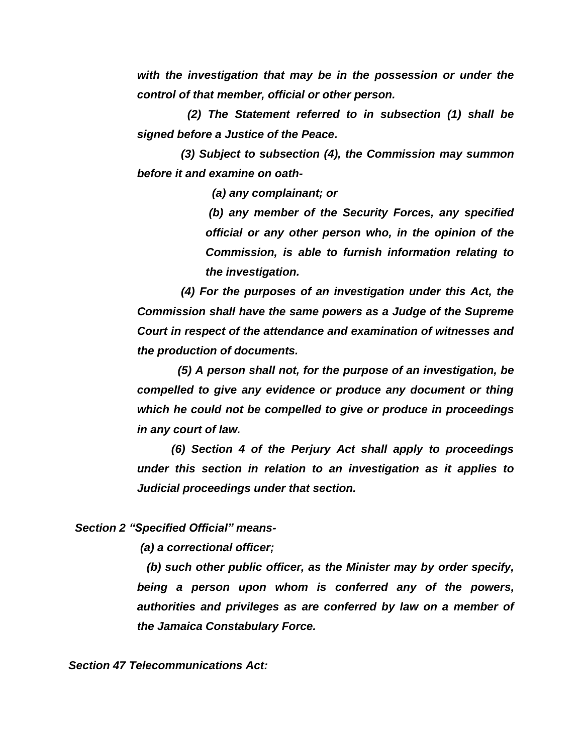*with the investigation that may be in the possession or under the control of that member, official or other person.*

*(2) The Statement referred to in subsection (1) shall be signed before a Justice of the Peace.*

*(3) Subject to subsection (4), the Commission may summon before it and examine on oath-*

*(a) any complainant; or*

*(b) any member of the Security Forces, any specified official or any other person who, in the opinion of the Commission, is able to furnish information relating to the investigation.*

*(4) For the purposes of an investigation under this Act, the Commission shall have the same powers as a Judge of the Supreme Court in respect of the attendance and examination of witnesses and the production of documents.*

*(5) A person shall not, for the purpose of an investigation, be compelled to give any evidence or produce any document or thing which he could not be compelled to give or produce in proceedings in any court of law.*

*(6) Section 4 of the Perjury Act shall apply to proceedings under this section in relation to an investigation as it applies to Judicial proceedings under that section.*

***Section 2 "Specified Official" means-***

*(a) a correctional officer;*

*(b) such other public officer, as the Minister may by order specify, being a person upon whom is conferred any of the powers, authorities and privileges as are conferred by law on a member of the Jamaica Constabulary Force.*

***Section 47 Telecommunications Act:***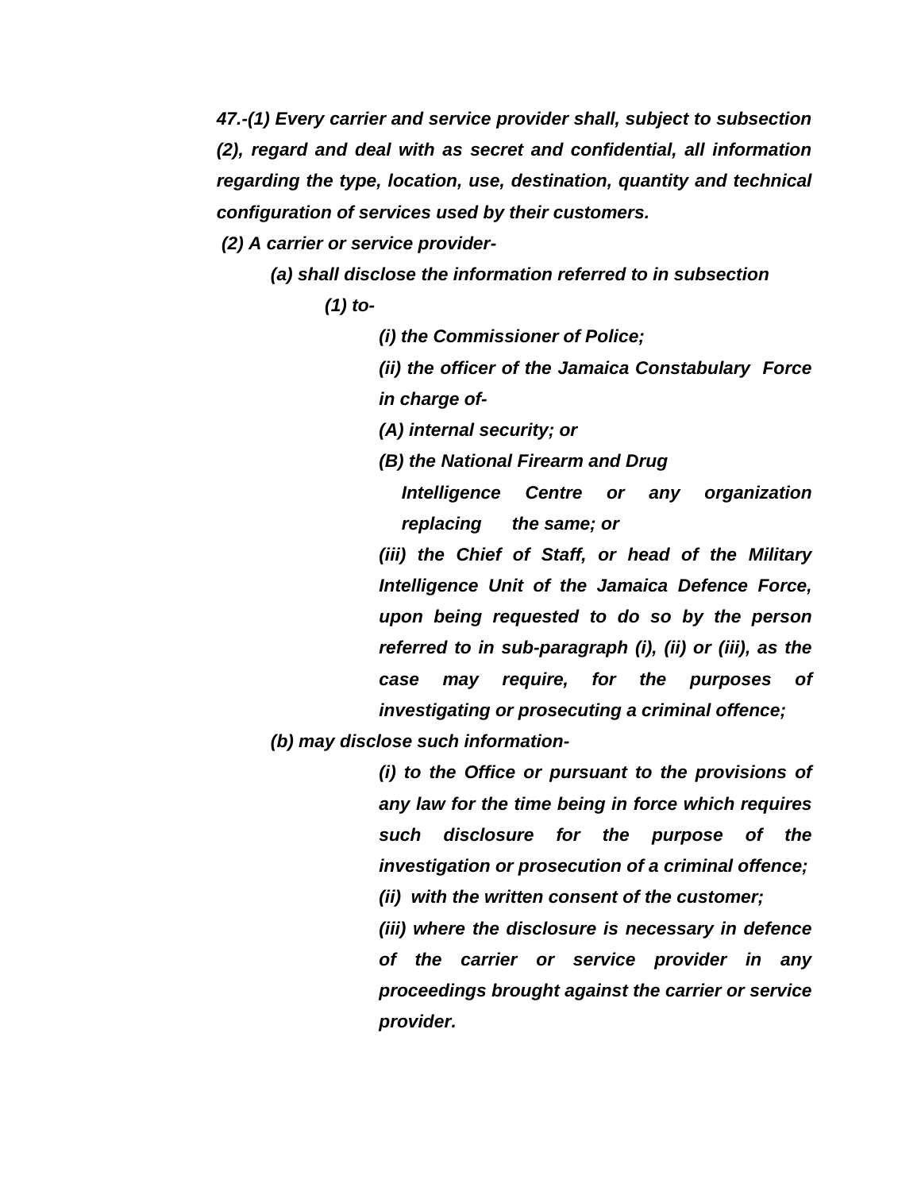*47.-(1) Every carrier and service provider shall, subject to subsection (2), regard and deal with as secret and confidential, all information regarding the type, location, use, destination, quantity and technical configuration of services used by their customers.*

*(2) A carrier or service provider-*

*(a) shall disclose the information referred to in subsection (1) to-*

*(i) the Commissioner of Police;*

*(ii) the officer of the Jamaica Constabulary Force in charge of-*

*(A) internal security; or*

*(B) the National Firearm and Drug Intelligence Centre or any organization replacing the same; or*

*(iii) the Chief of Staff, or head of the Military Intelligence Unit of the Jamaica Defence Force, upon being requested to do so by the person referred to in sub-paragraph (i), (ii) or (iii), as the case may require, for the purposes of investigating or prosecuting a criminal offence;*

*(b) may disclose such information-*

*(i) to the Office or pursuant to the provisions of any law for the time being in force which requires such disclosure for the purpose of the investigation or prosecution of a criminal offence;*

*(ii) with the written consent of the customer;*

*(iii) where the disclosure is necessary in defence of the carrier or service provider in any proceedings brought against the carrier or service provider.*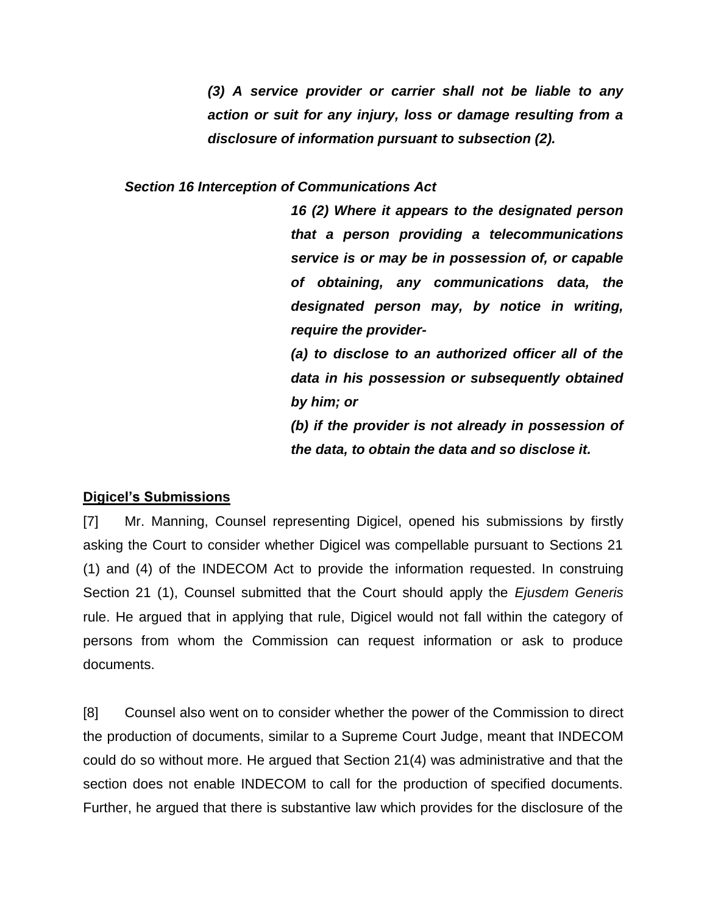***(3) A service provider or carrier shall not be liable to any action or suit for any injury, loss or damage resulting from a disclosure of information pursuant to subsection (2).***

***Section 16 Interception of Communications Act***

***16 (2) Where it appears to the designated person that a person providing a telecommunications service is or may be in possession of, or capable of obtaining, any communications data, the designated person may, by notice in writing, require the provider-***

***(a) to disclose to an authorized officer all of the data in his possession or subsequently obtained by him; or***

***(b) if the provider is not already in possession of the data, to obtain the data and so disclose it.***

**Digicel's Submissions**

[7] Mr. Manning, Counsel representing Digicel, opened his submissions by firstly asking the Court to consider whether Digicel was compellable pursuant to Sections 21 (1) and (4) of the INDECOM Act to provide the information requested. In construing Section 21 (1), Counsel submitted that the Court should apply the *Ejusdem Generis* rule. He argued that in applying that rule, Digicel would not fall within the category of persons from whom the Commission can request information or ask to produce documents.

[8] Counsel also went on to consider whether the power of the Commission to direct the production of documents, similar to a Supreme Court Judge, meant that INDECOM could do so without more. He argued that Section 21(4) was administrative and that the section does not enable INDECOM to call for the production of specified documents. Further, he argued that there is substantive law which provides for the disclosure of the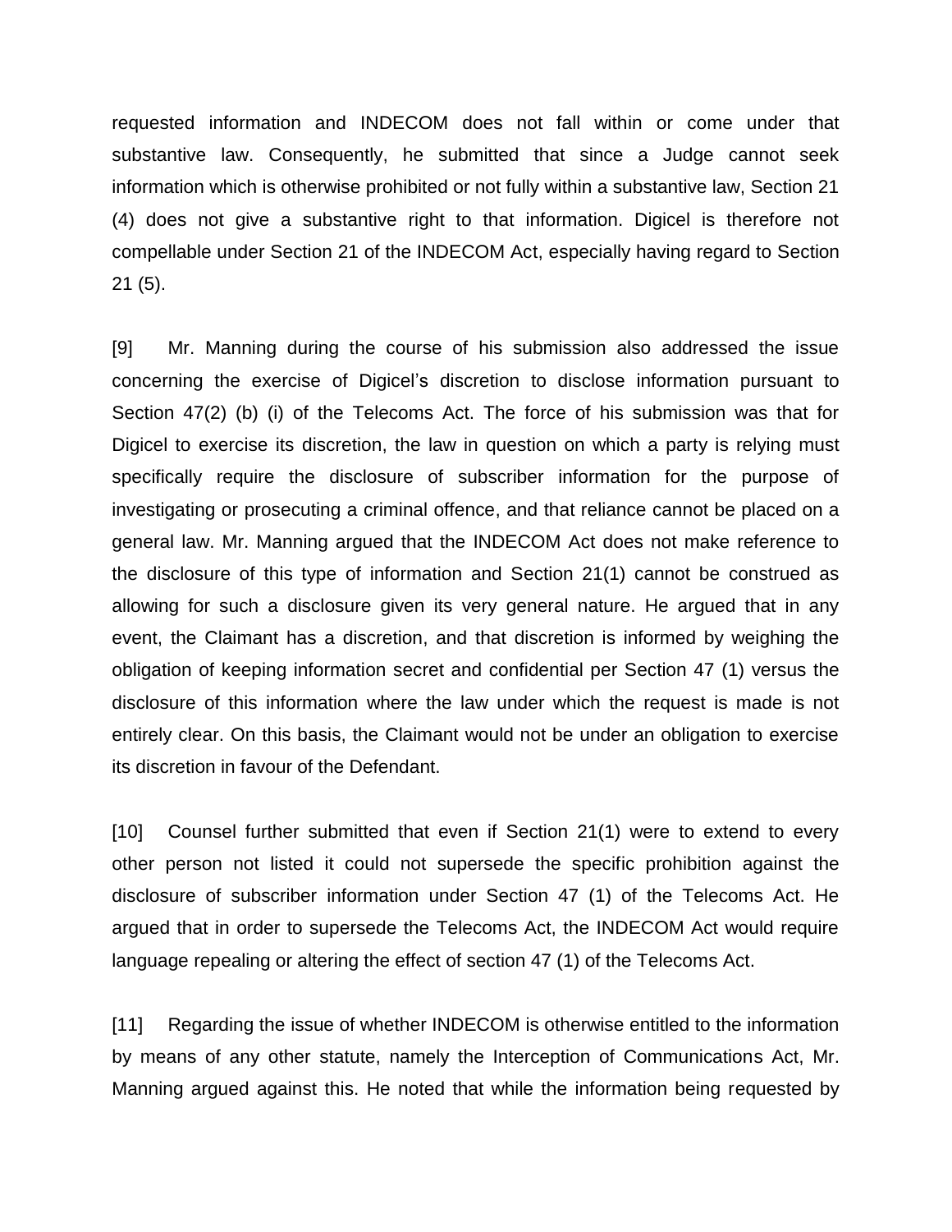requested information and INDECOM does not fall within or come under that substantive law. Consequently, he submitted that since a Judge cannot seek information which is otherwise prohibited or not fully within a substantive law, Section 21 (4) does not give a substantive right to that information. Digicel is therefore not compellable under Section 21 of the INDECOM Act, especially having regard to Section 21 (5).

[9] Mr. Manning during the course of his submission also addressed the issue concerning the exercise of Digicel's discretion to disclose information pursuant to Section 47(2) (b) (i) of the Telecoms Act. The force of his submission was that for Digicel to exercise its discretion, the law in question on which a party is relying must specifically require the disclosure of subscriber information for the purpose of investigating or prosecuting a criminal offence, and that reliance cannot be placed on a general law. Mr. Manning argued that the INDECOM Act does not make reference to the disclosure of this type of information and Section 21(1) cannot be construed as allowing for such a disclosure given its very general nature. He argued that in any event, the Claimant has a discretion, and that discretion is informed by weighing the obligation of keeping information secret and confidential per Section 47 (1) versus the disclosure of this information where the law under which the request is made is not entirely clear. On this basis, the Claimant would not be under an obligation to exercise its discretion in favour of the Defendant.

[10] Counsel further submitted that even if Section 21(1) were to extend to every other person not listed it could not supersede the specific prohibition against the disclosure of subscriber information under Section 47 (1) of the Telecoms Act. He argued that in order to supersede the Telecoms Act, the INDECOM Act would require language repealing or altering the effect of section 47 (1) of the Telecoms Act.

[11] Regarding the issue of whether INDECOM is otherwise entitled to the information by means of any other statute, namely the Interception of Communications Act, Mr. Manning argued against this. He noted that while the information being requested by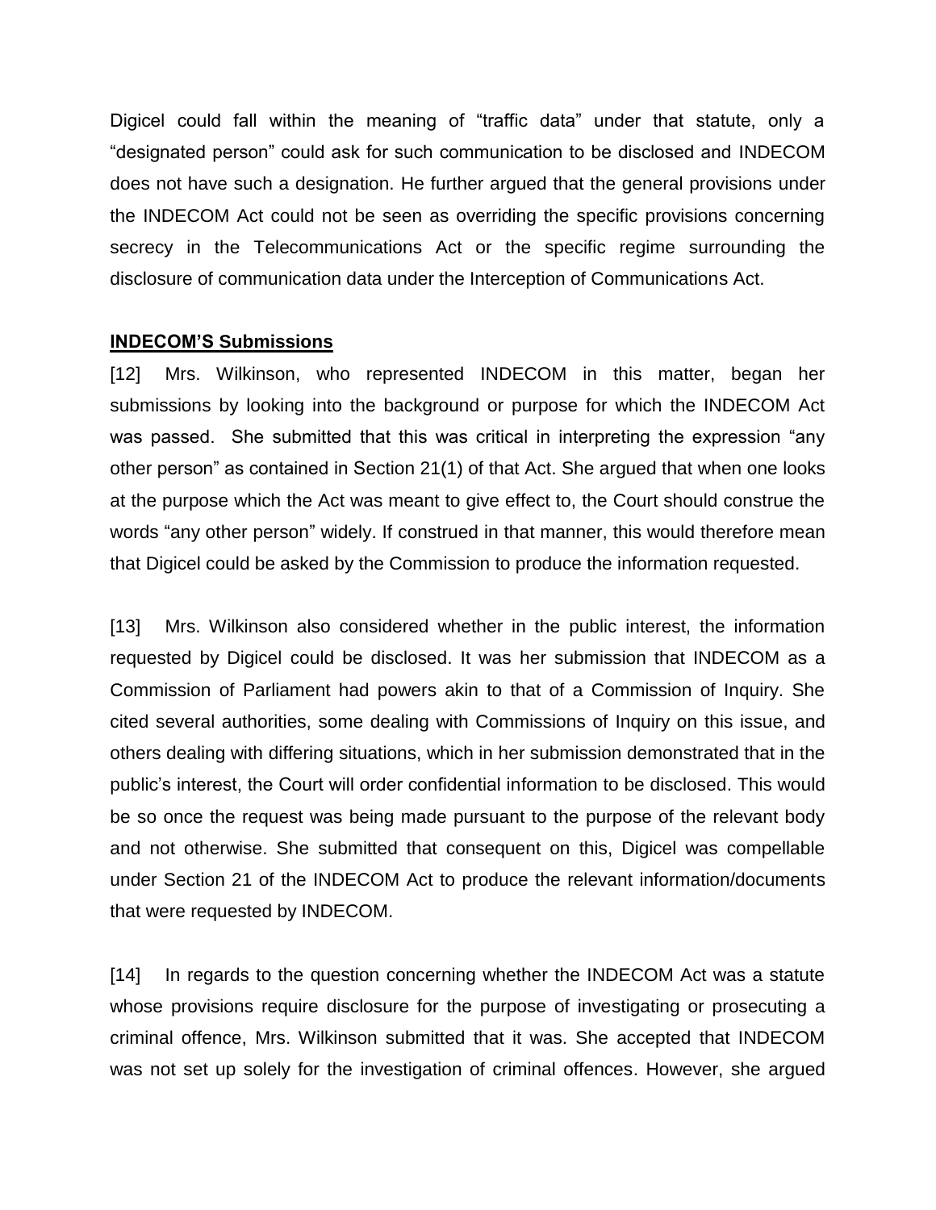Digicel could fall within the meaning of "traffic data" under that statute, only a "designated person" could ask for such communication to be disclosed and INDECOM does not have such a designation. He further argued that the general provisions under the INDECOM Act could not be seen as overriding the specific provisions concerning secrecy in the Telecommunications Act or the specific regime surrounding the disclosure of communication data under the Interception of Communications Act.

**INDECOM'S Submissions**

[12] Mrs. Wilkinson, who represented INDECOM in this matter, began her submissions by looking into the background or purpose for which the INDECOM Act was passed. She submitted that this was critical in interpreting the expression "any other person" as contained in Section 21(1) of that Act. She argued that when one looks at the purpose which the Act was meant to give effect to, the Court should construe the words "any other person" widely. If construed in that manner, this would therefore mean that Digicel could be asked by the Commission to produce the information requested.

[13] Mrs. Wilkinson also considered whether in the public interest, the information requested by Digicel could be disclosed. It was her submission that INDECOM as a Commission of Parliament had powers akin to that of a Commission of Inquiry. She cited several authorities, some dealing with Commissions of Inquiry on this issue, and others dealing with differing situations, which in her submission demonstrated that in the public's interest, the Court will order confidential information to be disclosed. This would be so once the request was being made pursuant to the purpose of the relevant body and not otherwise. She submitted that consequent on this, Digicel was compellable under Section 21 of the INDECOM Act to produce the relevant information/documents that were requested by INDECOM.

[14] In regards to the question concerning whether the INDECOM Act was a statute whose provisions require disclosure for the purpose of investigating or prosecuting a criminal offence, Mrs. Wilkinson submitted that it was. She accepted that INDECOM was not set up solely for the investigation of criminal offences. However, she argued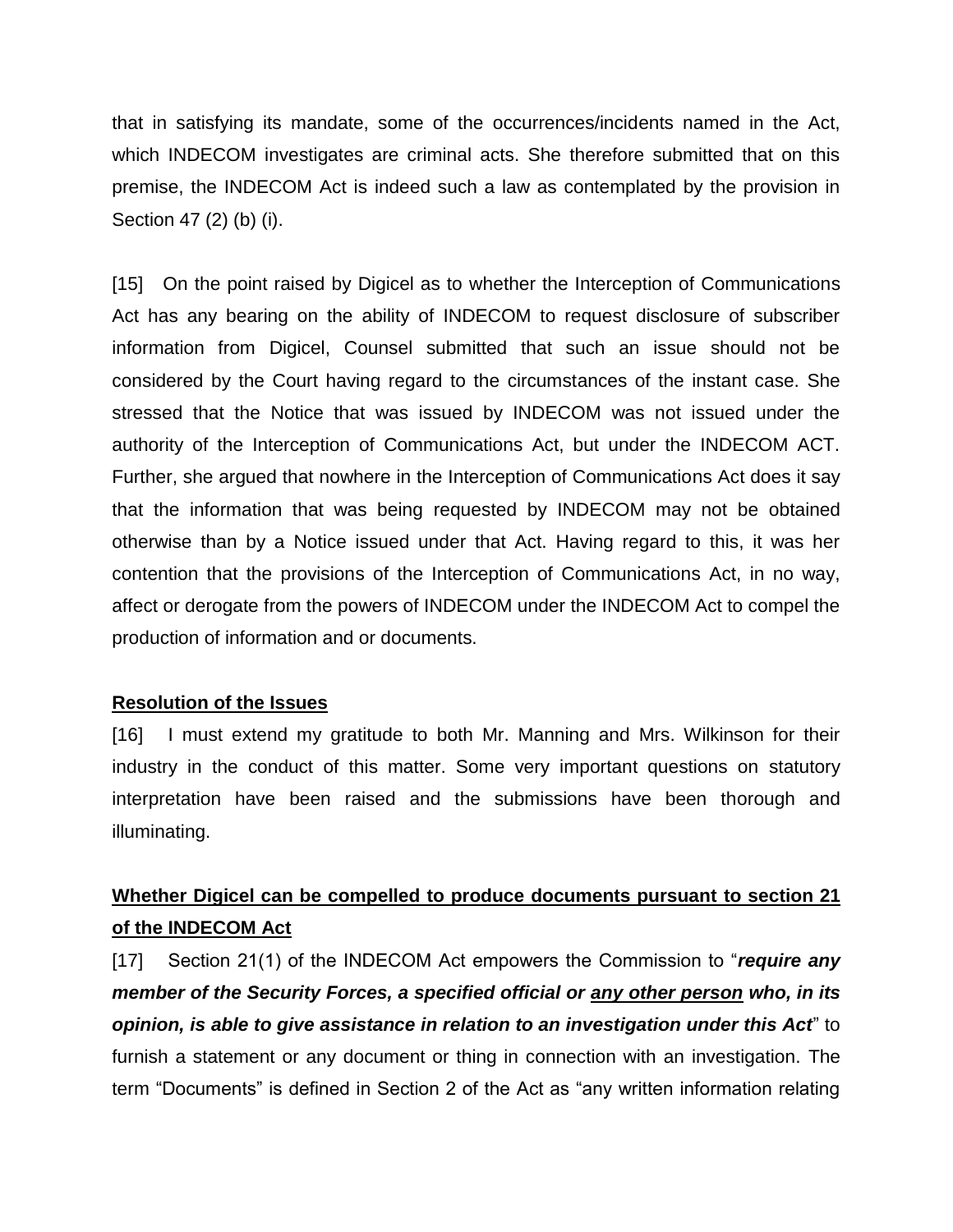that in satisfying its mandate, some of the occurrences/incidents named in the Act, which INDECOM investigates are criminal acts. She therefore submitted that on this premise, the INDECOM Act is indeed such a law as contemplated by the provision in Section 47 (2) (b) (i).

[15] On the point raised by Digicel as to whether the Interception of Communications Act has any bearing on the ability of INDECOM to request disclosure of subscriber information from Digicel, Counsel submitted that such an issue should not be considered by the Court having regard to the circumstances of the instant case. She stressed that the Notice that was issued by INDECOM was not issued under the authority of the Interception of Communications Act, but under the INDECOM ACT. Further, she argued that nowhere in the Interception of Communications Act does it say that the information that was being requested by INDECOM may not be obtained otherwise than by a Notice issued under that Act. Having regard to this, it was her contention that the provisions of the Interception of Communications Act, in no way, affect or derogate from the powers of INDECOM under the INDECOM Act to compel the production of information and or documents.

## Resolution of the Issues

[16] I must extend my gratitude to both Mr. Manning and Mrs. Wilkinson for their industry in the conduct of this matter. Some very important questions on statutory interpretation have been raised and the submissions have been thorough and illuminating.

## Whether Digicel can be compelled to produce documents pursuant to section 21 of the INDECOM Act

[17] Section 21(1) of the INDECOM Act empowers the Commission to "***require any member of the Security Forces, a specified official or <u>any other person</u> who, in its opinion, is able to give assistance in relation to an investigation under this Act***" to furnish a statement or any document or thing in connection with an investigation. The term "Documents" is defined in Section 2 of the Act as "any written information relating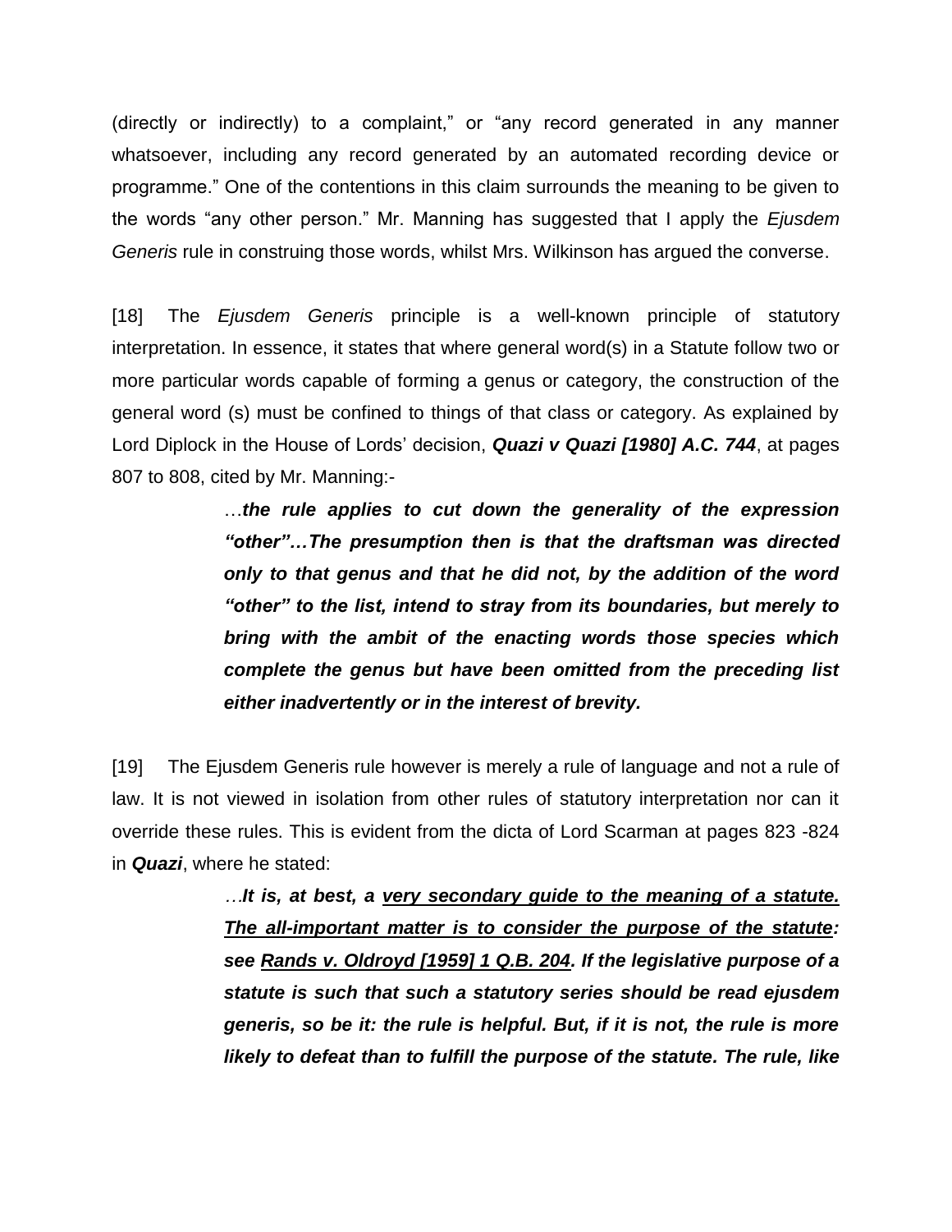(directly or indirectly) to a complaint," or "any record generated in any manner whatsoever, including any record generated by an automated recording device or programme." One of the contentions in this claim surrounds the meaning to be given to the words "any other person." Mr. Manning has suggested that I apply the *Ejusdem Generis* rule in construing those words, whilst Mrs. Wilkinson has argued the converse.

[18] The *Ejusdem Generis* principle is a well-known principle of statutory interpretation. In essence, it states that where general word(s) in a Statute follow two or more particular words capable of forming a genus or category, the construction of the general word (s) must be confined to things of that class or category. As explained by Lord Diplock in the House of Lords' decision, ***Quazi v Quazi [1980] A.C. 744***, at pages 807 to 808, cited by Mr. Manning:-

> …***the rule applies to cut down the generality of the expression "other"…The presumption then is that the draftsman was directed only to that genus and that he did not, by the addition of the word "other" to the list, intend to stray from its boundaries, but merely to bring with the ambit of the enacting words those species which complete the genus but have been omitted from the preceding list either inadvertently or in the interest of brevity.***

[19] The Ejusdem Generis rule however is merely a rule of language and not a rule of law. It is not viewed in isolation from other rules of statutory interpretation nor can it override these rules. This is evident from the dicta of Lord Scarman at pages 823 -824 in ***Quazi***, where he stated:

> …***It is, at best, a <u>very secondary guide to the meaning of a statute. The all-important matter is to consider the purpose of the statute</u>: see <u>Rands v. Oldroyd [1959] 1 Q.B. 204</u>. If the legislative purpose of a statute is such that such a statutory series should be read ejusdem generis, so be it: the rule is helpful. But, if it is not, the rule is more likely to defeat than to fulfill the purpose of the statute. The rule, like***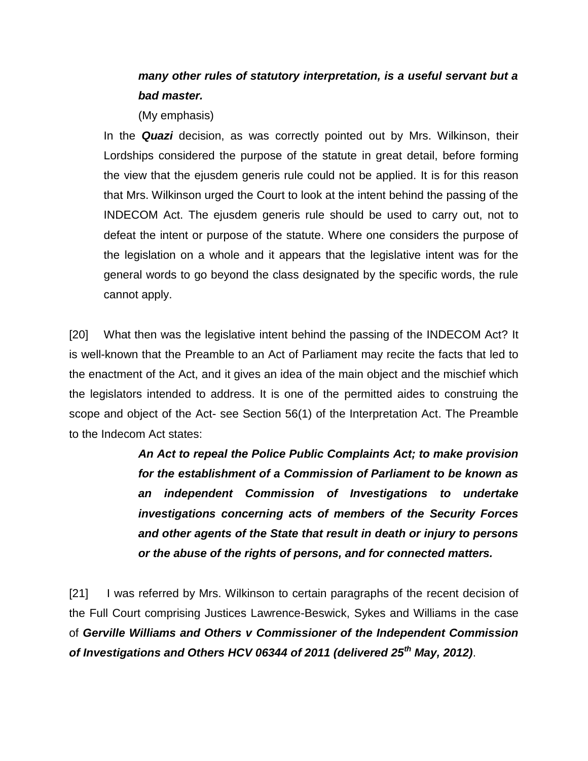> ***many other rules of statutory interpretation, is a useful servant but a bad master.***
>
> (My emphasis)

In the ***Quazi*** decision, as was correctly pointed out by Mrs. Wilkinson, their Lordships considered the purpose of the statute in great detail, before forming the view that the ejusdem generis rule could not be applied. It is for this reason that Mrs. Wilkinson urged the Court to look at the intent behind the passing of the INDECOM Act. The ejusdem generis rule should be used to carry out, not to defeat the intent or purpose of the statute. Where one considers the purpose of the legislation on a whole and it appears that the legislative intent was for the general words to go beyond the class designated by the specific words, the rule cannot apply.

[20] What then was the legislative intent behind the passing of the INDECOM Act? It is well-known that the Preamble to an Act of Parliament may recite the facts that led to the enactment of the Act, and it gives an idea of the main object and the mischief which the legislators intended to address. It is one of the permitted aides to construing the scope and object of the Act- see Section 56(1) of the Interpretation Act. The Preamble to the Indecom Act states:

> ***An Act to repeal the Police Public Complaints Act; to make provision for the establishment of a Commission of Parliament to be known as an independent Commission of Investigations to undertake investigations concerning acts of members of the Security Forces and other agents of the State that result in death or injury to persons or the abuse of the rights of persons, and for connected matters.***

[21] I was referred by Mrs. Wilkinson to certain paragraphs of the recent decision of the Full Court comprising Justices Lawrence-Beswick, Sykes and Williams in the case of ***Gerville Williams and Others v Commissioner of the Independent Commission of Investigations and Others HCV 06344 of 2011 (delivered 25th May, 2012)***.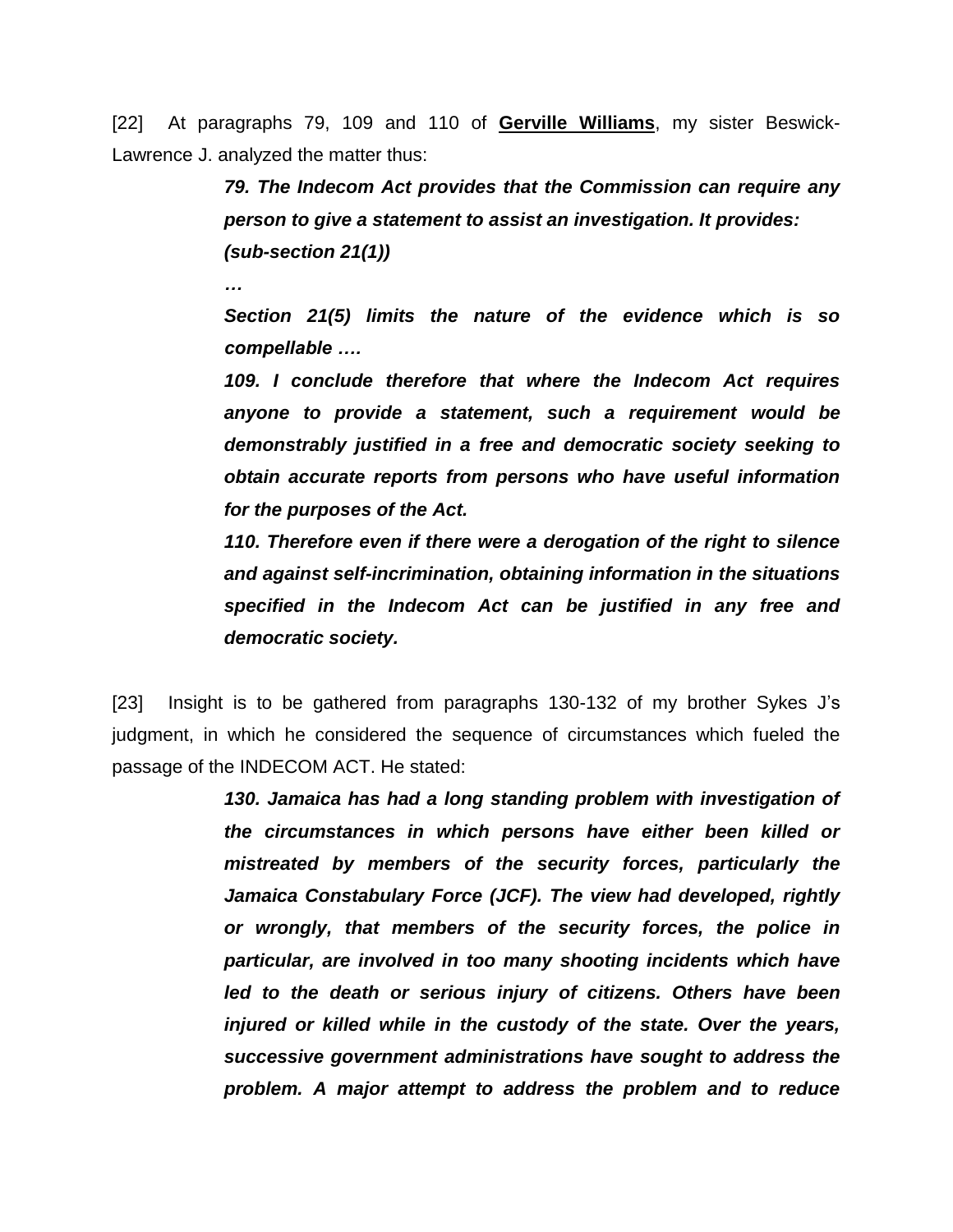[22] At paragraphs 79, 109 and 110 of **<u>Gerville Williams</u>**, my sister Beswick-Lawrence J. analyzed the matter thus:

> ***79. The Indecom Act provides that the Commission can require any person to give a statement to assist an investigation. It provides: (sub-section 21(1))***
>
> ***…***
>
> ***Section 21(5) limits the nature of the evidence which is so compellable ….***
>
> ***109. I conclude therefore that where the Indecom Act requires anyone to provide a statement, such a requirement would be demonstrably justified in a free and democratic society seeking to obtain accurate reports from persons who have useful information for the purposes of the Act.***
>
> ***110. Therefore even if there were a derogation of the right to silence and against self-incrimination, obtaining information in the situations specified in the Indecom Act can be justified in any free and democratic society.***

[23] Insight is to be gathered from paragraphs 130-132 of my brother Sykes J's judgment, in which he considered the sequence of circumstances which fueled the passage of the INDECOM ACT. He stated:

> ***130. Jamaica has had a long standing problem with investigation of the circumstances in which persons have either been killed or mistreated by members of the security forces, particularly the Jamaica Constabulary Force (JCF). The view had developed, rightly or wrongly, that members of the security forces, the police in particular, are involved in too many shooting incidents which have led to the death or serious injury of citizens. Others have been injured or killed while in the custody of the state. Over the years, successive government administrations have sought to address the problem. A major attempt to address the problem and to reduce***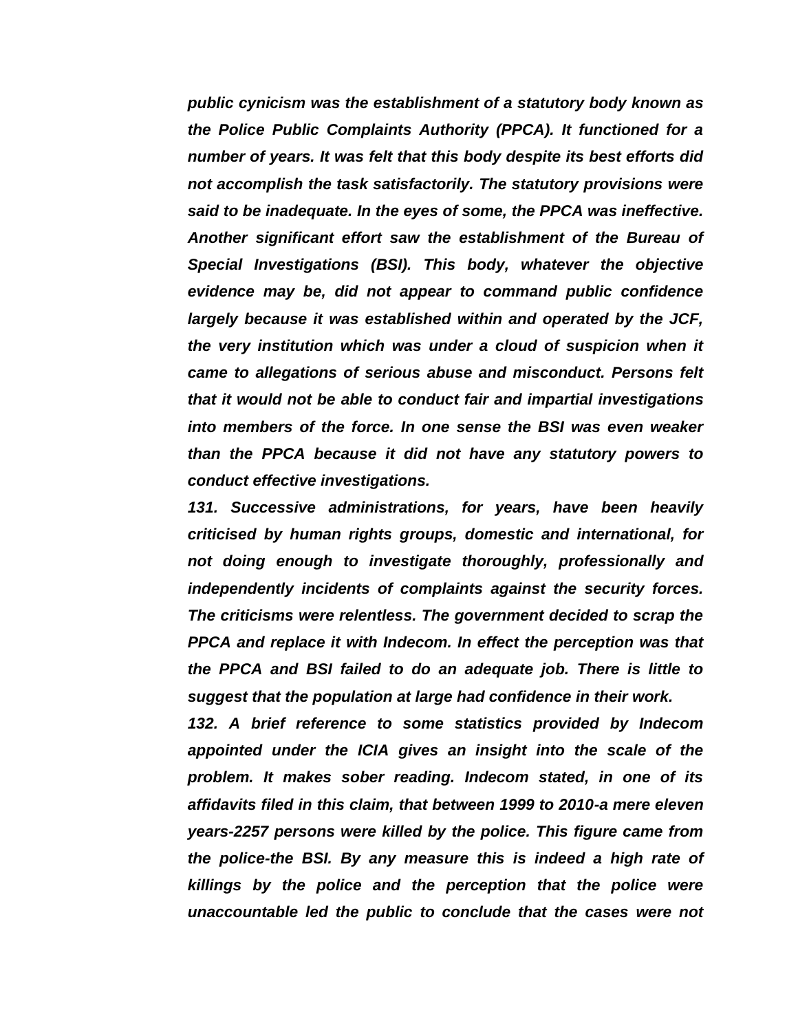***public cynicism was the establishment of a statutory body known as the Police Public Complaints Authority (PPCA). It functioned for a number of years. It was felt that this body despite its best efforts did not accomplish the task satisfactorily. The statutory provisions were said to be inadequate. In the eyes of some, the PPCA was ineffective. Another significant effort saw the establishment of the Bureau of Special Investigations (BSI). This body, whatever the objective evidence may be, did not appear to command public confidence largely because it was established within and operated by the JCF, the very institution which was under a cloud of suspicion when it came to allegations of serious abuse and misconduct. Persons felt that it would not be able to conduct fair and impartial investigations into members of the force. In one sense the BSI was even weaker than the PPCA because it did not have any statutory powers to conduct effective investigations.***

***131. Successive administrations, for years, have been heavily criticised by human rights groups, domestic and international, for not doing enough to investigate thoroughly, professionally and independently incidents of complaints against the security forces. The criticisms were relentless. The government decided to scrap the PPCA and replace it with Indecom. In effect the perception was that the PPCA and BSI failed to do an adequate job. There is little to suggest that the population at large had confidence in their work.***

***132. A brief reference to some statistics provided by Indecom appointed under the ICIA gives an insight into the scale of the problem. It makes sober reading. Indecom stated, in one of its affidavits filed in this claim, that between 1999 to 2010-a mere eleven years-2257 persons were killed by the police. This figure came from the police-the BSI. By any measure this is indeed a high rate of killings by the police and the perception that the police were unaccountable led the public to conclude that the cases were not***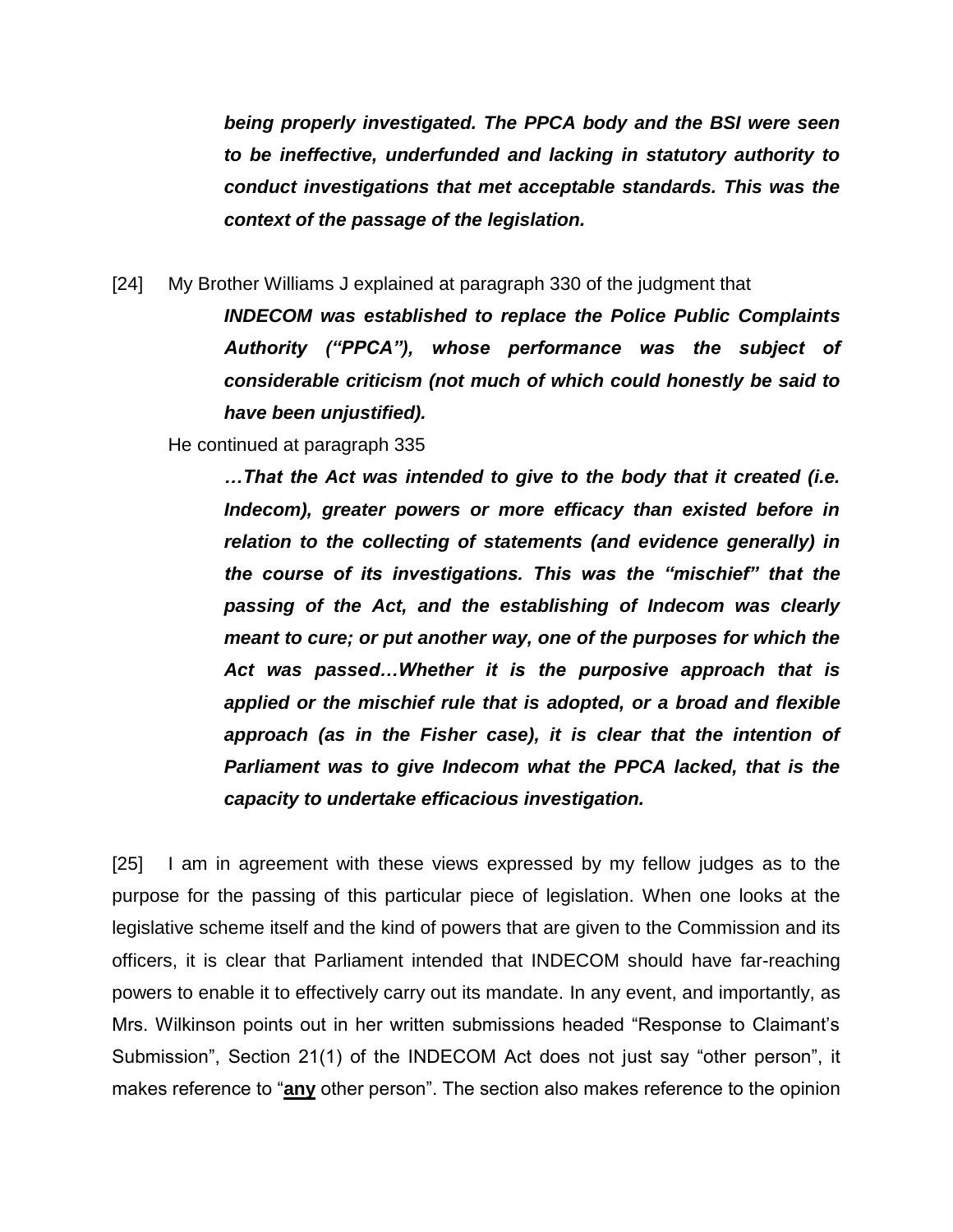> ***being properly investigated. The PPCA body and the BSI were seen to be ineffective, underfunded and lacking in statutory authority to conduct investigations that met acceptable standards. This was the context of the passage of the legislation.***

[24] My Brother Williams J explained at paragraph 330 of the judgment that

> ***INDECOM was established to replace the Police Public Complaints Authority ("PPCA"), whose performance was the subject of considerable criticism (not much of which could honestly be said to have been unjustified).***

He continued at paragraph 335

> ***…That the Act was intended to give to the body that it created (i.e. Indecom), greater powers or more efficacy than existed before in relation to the collecting of statements (and evidence generally) in the course of its investigations. This was the "mischief" that the passing of the Act, and the establishing of Indecom was clearly meant to cure; or put another way, one of the purposes for which the Act was passed…Whether it is the purposive approach that is applied or the mischief rule that is adopted, or a broad and flexible approach (as in the Fisher case), it is clear that the intention of Parliament was to give Indecom what the PPCA lacked, that is the capacity to undertake efficacious investigation.***

[25] I am in agreement with these views expressed by my fellow judges as to the purpose for the passing of this particular piece of legislation. When one looks at the legislative scheme itself and the kind of powers that are given to the Commission and its officers, it is clear that Parliament intended that INDECOM should have far-reaching powers to enable it to effectively carry out its mandate. In any event, and importantly, as Mrs. Wilkinson points out in her written submissions headed "Response to Claimant's Submission", Section 21(1) of the INDECOM Act does not just say "other person", it makes reference to "**<u>any</u>** other person". The section also makes reference to the opinion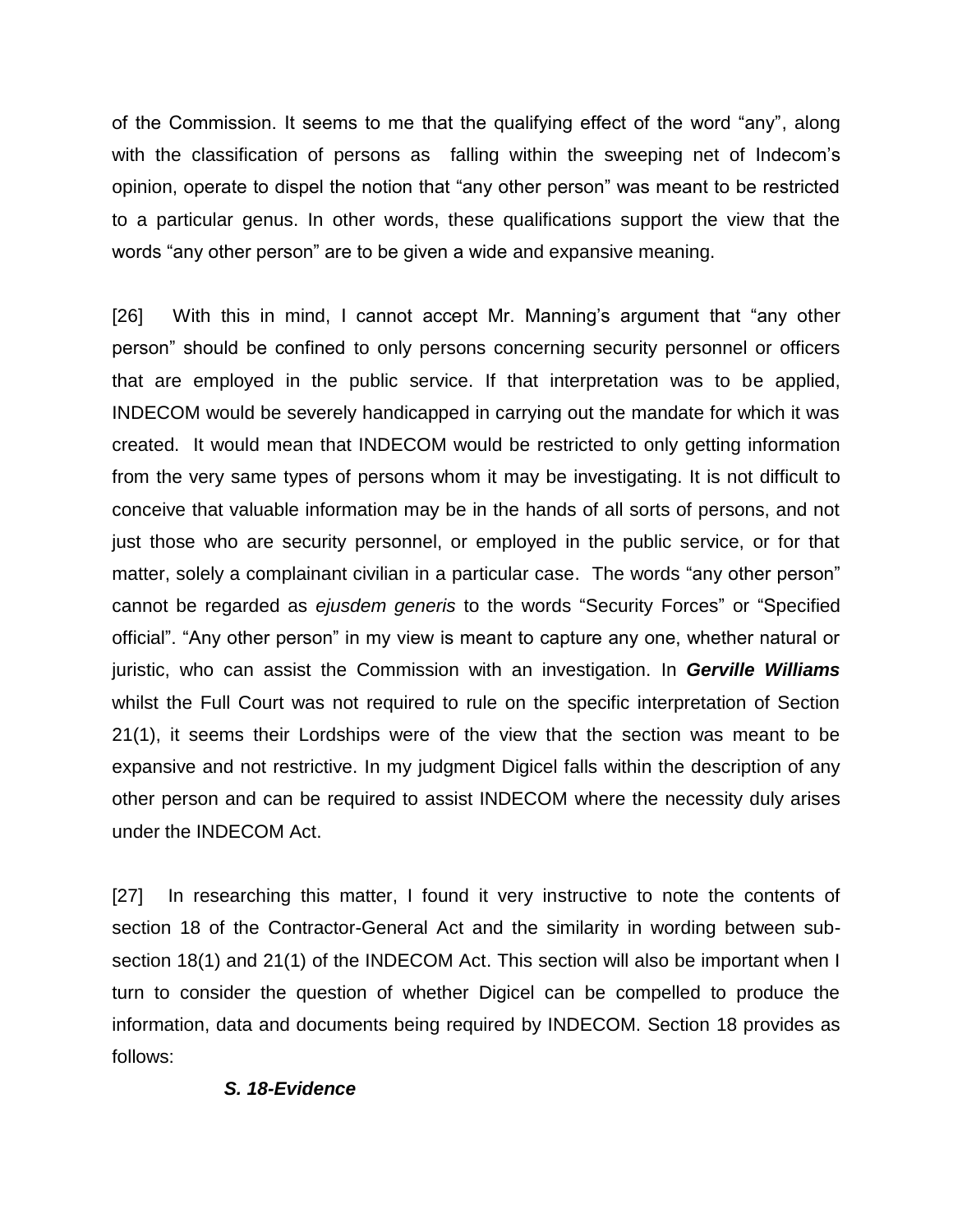of the Commission. It seems to me that the qualifying effect of the word “any”, along with the classification of persons as falling within the sweeping net of Indecom’s opinion, operate to dispel the notion that “any other person” was meant to be restricted to a particular genus. In other words, these qualifications support the view that the words “any other person” are to be given a wide and expansive meaning.

[26] With this in mind, I cannot accept Mr. Manning’s argument that “any other person” should be confined to only persons concerning security personnel or officers that are employed in the public service. If that interpretation was to be applied, INDECOM would be severely handicapped in carrying out the mandate for which it was created. It would mean that INDECOM would be restricted to only getting information from the very same types of persons whom it may be investigating. It is not difficult to conceive that valuable information may be in the hands of all sorts of persons, and not just those who are security personnel, or employed in the public service, or for that matter, solely a complainant civilian in a particular case. The words “any other person” cannot be regarded as *ejusdem generis* to the words “Security Forces” or “Specified official”. “Any other person” in my view is meant to capture any one, whether natural or juristic, who can assist the Commission with an investigation. In ***Gerville Williams*** whilst the Full Court was not required to rule on the specific interpretation of Section 21(1), it seems their Lordships were of the view that the section was meant to be expansive and not restrictive. In my judgment Digicel falls within the description of any other person and can be required to assist INDECOM where the necessity duly arises under the INDECOM Act.

[27] In researching this matter, I found it very instructive to note the contents of section 18 of the Contractor-General Act and the similarity in wording between sub-section 18(1) and 21(1) of the INDECOM Act. This section will also be important when I turn to consider the question of whether Digicel can be compelled to produce the information, data and documents being required by INDECOM. Section 18 provides as follows:

***S. 18-Evidence***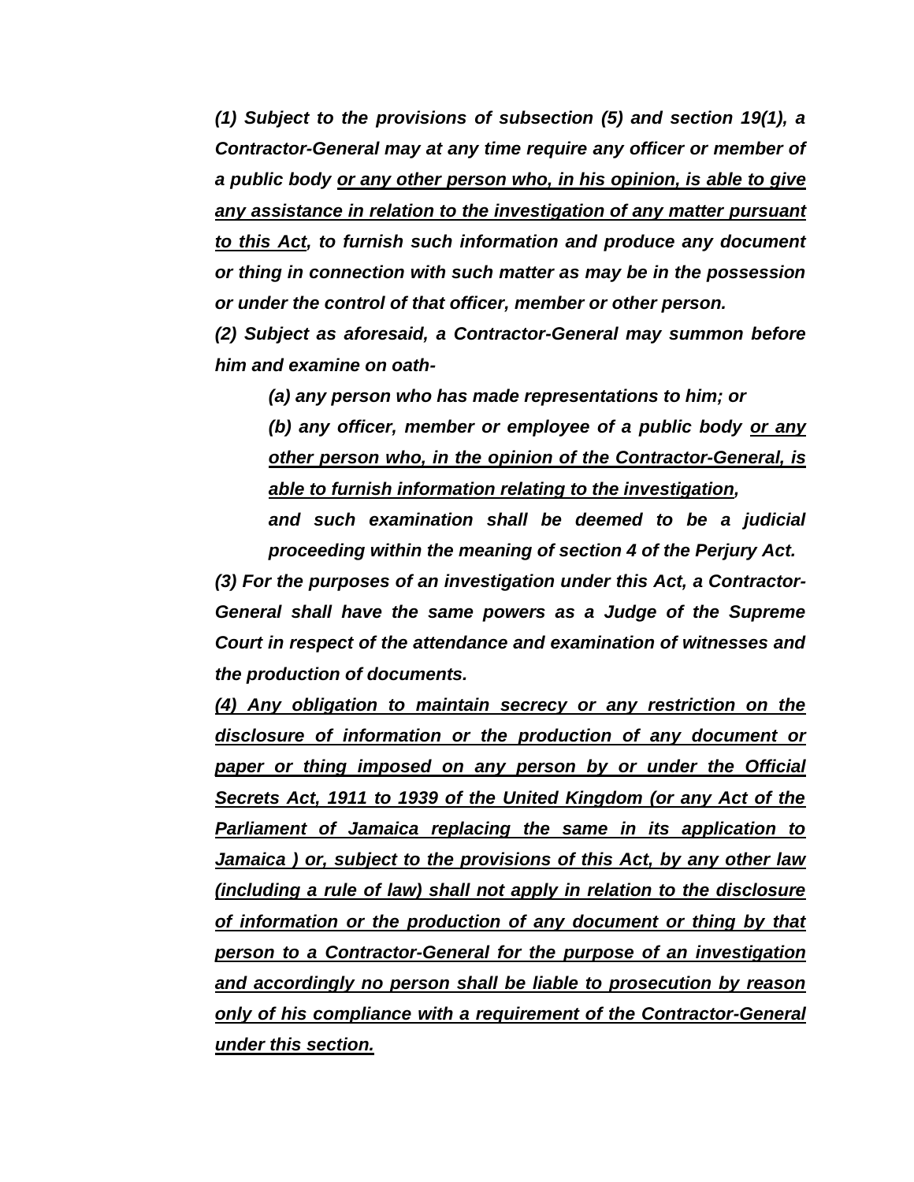***(1) Subject to the provisions of subsection (5) and section 19(1), a Contractor-General may at any time require any officer or member of a public body <u>or any other person who, in his opinion, is able to give any assistance in relation to the investigation of any matter pursuant to this Act</u>, to furnish such information and produce any document or thing in connection with such matter as may be in the possession or under the control of that officer, member or other person.***

***(2) Subject as aforesaid, a Contractor-General may summon before him and examine on oath-***

> ***(a) any person who has made representations to him; or***
>
> ***(b) any officer, member or employee of a public body <u>or any other person who, in the opinion of the Contractor-General, is able to furnish information relating to the investigation</u>,***
>
> ***and such examination shall be deemed to be a judicial proceeding within the meaning of section 4 of the Perjury Act.***

***(3) For the purposes of an investigation under this Act, a Contractor-General shall have the same powers as a Judge of the Supreme Court in respect of the attendance and examination of witnesses and the production of documents.***

***<u>(4) Any obligation to maintain secrecy or any restriction on the disclosure of information or the production of any document or paper or thing imposed on any person by or under the Official Secrets Act, 1911 to 1939 of the United Kingdom (or any Act of the Parliament of Jamaica replacing the same in its application to Jamaica ) or, subject to the provisions of this Act, by any other law (including a rule of law) shall not apply in relation to the disclosure of information or the production of any document or thing by that person to a Contractor-General for the purpose of an investigation and accordingly no person shall be liable to prosecution by reason only of his compliance with a requirement of the Contractor-General under this section.</u>***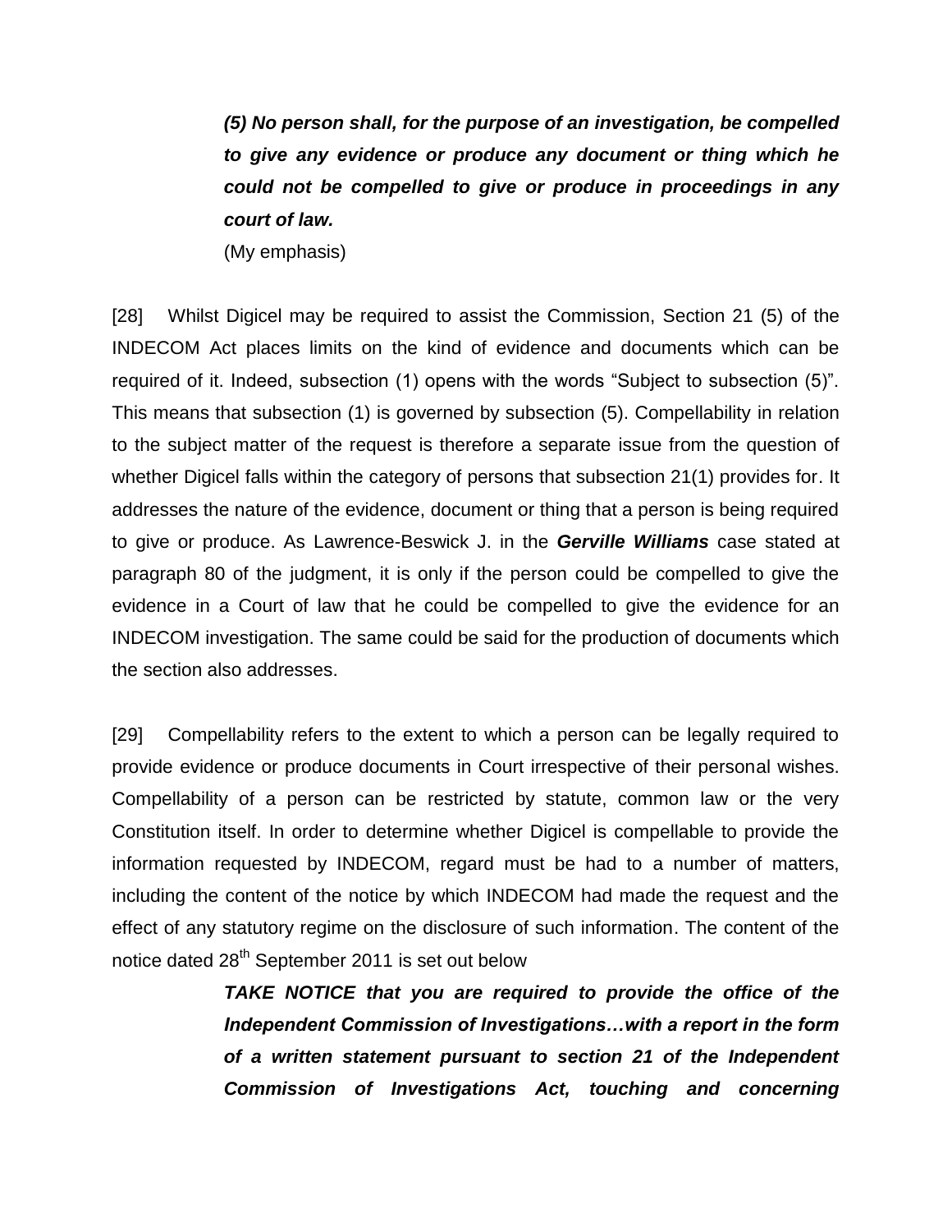> ***(5) No person shall, for the purpose of an investigation, be compelled to give any evidence or produce any document or thing which he could not be compelled to give or produce in proceedings in any court of law.***
>
> (My emphasis)

[28] Whilst Digicel may be required to assist the Commission, Section 21 (5) of the INDECOM Act places limits on the kind of evidence and documents which can be required of it. Indeed, subsection (1) opens with the words "Subject to subsection (5)". This means that subsection (1) is governed by subsection (5). Compellability in relation to the subject matter of the request is therefore a separate issue from the question of whether Digicel falls within the category of persons that subsection 21(1) provides for. It addresses the nature of the evidence, document or thing that a person is being required to give or produce. As Lawrence-Beswick J. in the ***Gerville Williams*** case stated at paragraph 80 of the judgment, it is only if the person could be compelled to give the evidence in a Court of law that he could be compelled to give the evidence for an INDECOM investigation. The same could be said for the production of documents which the section also addresses.

[29] Compellability refers to the extent to which a person can be legally required to provide evidence or produce documents in Court irrespective of their personal wishes. Compellability of a person can be restricted by statute, common law or the very Constitution itself. In order to determine whether Digicel is compellable to provide the information requested by INDECOM, regard must be had to a number of matters, including the content of the notice by which INDECOM had made the request and the effect of any statutory regime on the disclosure of such information. The content of the notice dated 28th September 2011 is set out below

> ***TAKE NOTICE that you are required to provide the office of the Independent Commission of Investigations…with a report in the form of a written statement pursuant to section 21 of the Independent Commission of Investigations Act, touching and concerning***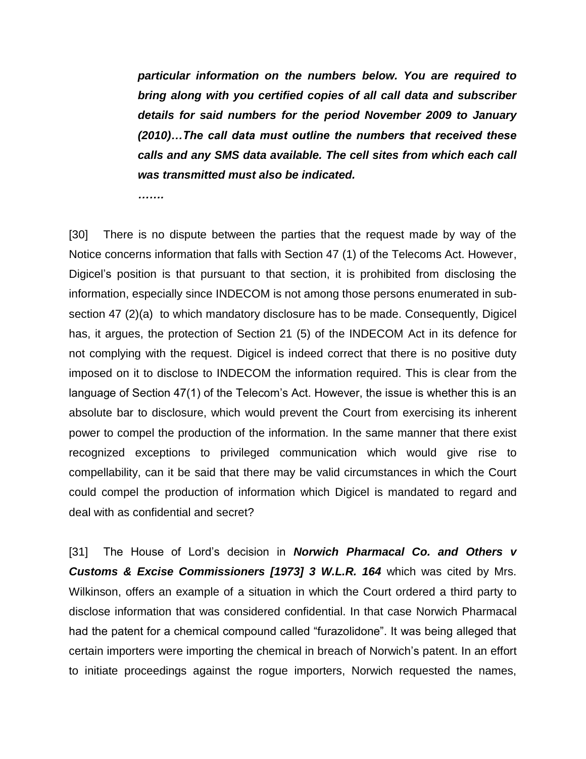> ***particular information on the numbers below. You are required to bring along with you certified copies of all call data and subscriber details for said numbers for the period November 2009 to January (2010)…The call data must outline the numbers that received these calls and any SMS data available. The cell sites from which each call was transmitted must also be indicated.***
>
> ***…….***

[30] There is no dispute between the parties that the request made by way of the Notice concerns information that falls with Section 47 (1) of the Telecoms Act. However, Digicel's position is that pursuant to that section, it is prohibited from disclosing the information, especially since INDECOM is not among those persons enumerated in sub-section 47 (2)(a) to which mandatory disclosure has to be made. Consequently, Digicel has, it argues, the protection of Section 21 (5) of the INDECOM Act in its defence for not complying with the request. Digicel is indeed correct that there is no positive duty imposed on it to disclose to INDECOM the information required. This is clear from the language of Section 47(1) of the Telecom's Act. However, the issue is whether this is an absolute bar to disclosure, which would prevent the Court from exercising its inherent power to compel the production of the information. In the same manner that there exist recognized exceptions to privileged communication which would give rise to compellability, can it be said that there may be valid circumstances in which the Court could compel the production of information which Digicel is mandated to regard and deal with as confidential and secret?

[31] The House of Lord's decision in ***Norwich Pharmacal Co. and Others v Customs & Excise Commissioners [1973] 3 W.L.R. 164*** which was cited by Mrs. Wilkinson, offers an example of a situation in which the Court ordered a third party to disclose information that was considered confidential. In that case Norwich Pharmacal had the patent for a chemical compound called "furazolidone". It was being alleged that certain importers were importing the chemical in breach of Norwich's patent. In an effort to initiate proceedings against the rogue importers, Norwich requested the names,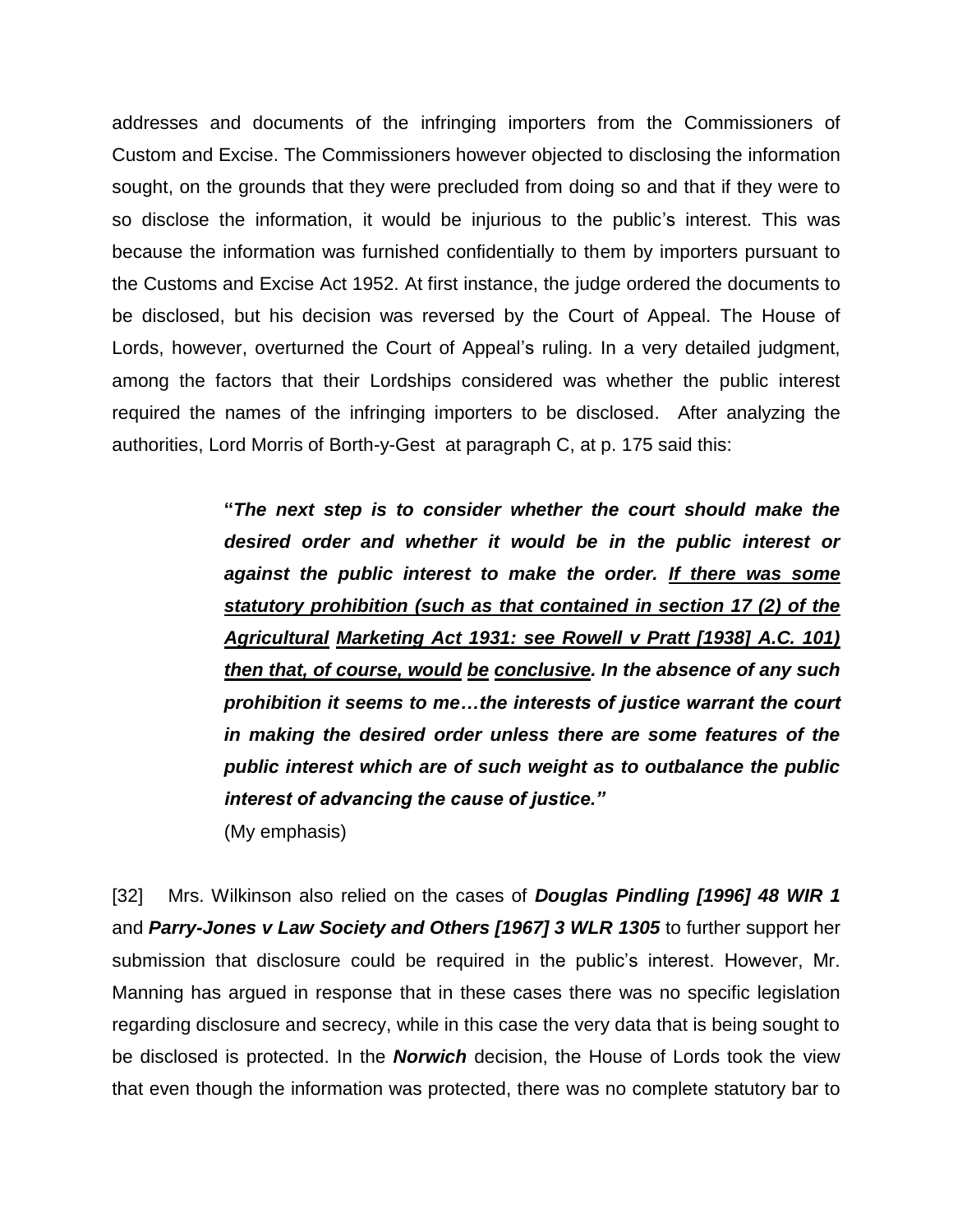addresses and documents of the infringing importers from the Commissioners of Custom and Excise. The Commissioners however objected to disclosing the information sought, on the grounds that they were precluded from doing so and that if they were to so disclose the information, it would be injurious to the public's interest. This was because the information was furnished confidentially to them by importers pursuant to the Customs and Excise Act 1952. At first instance, the judge ordered the documents to be disclosed, but his decision was reversed by the Court of Appeal. The House of Lords, however, overturned the Court of Appeal's ruling. In a very detailed judgment, among the factors that their Lordships considered was whether the public interest required the names of the infringing importers to be disclosed. After analyzing the authorities, Lord Morris of Borth-y-Gest at paragraph C, at p. 175 said this:

> **"*The next step is to consider whether the court should make the desired order and whether it would be in the public interest or against the public interest to make the order. <u>If there was some statutory prohibition (such as that contained in section 17 (2) of the Agricultural Marketing Act 1931: see Rowell v Pratt [1938] A.C. 101) then that, of course, would be conclusive</u>. In the absence of any such prohibition it seems to me…the interests of justice warrant the court in making the desired order unless there are some features of the public interest which are of such weight as to outbalance the public interest of advancing the cause of justice."***
>
> (My emphasis)

[32] Mrs. Wilkinson also relied on the cases of ***Douglas Pindling [1996] 48 WIR 1*** and ***Parry-Jones v Law Society and Others [1967] 3 WLR 1305*** to further support her submission that disclosure could be required in the public's interest. However, Mr. Manning has argued in response that in these cases there was no specific legislation regarding disclosure and secrecy, while in this case the very data that is being sought to be disclosed is protected. In the ***Norwich*** decision, the House of Lords took the view that even though the information was protected, there was no complete statutory bar to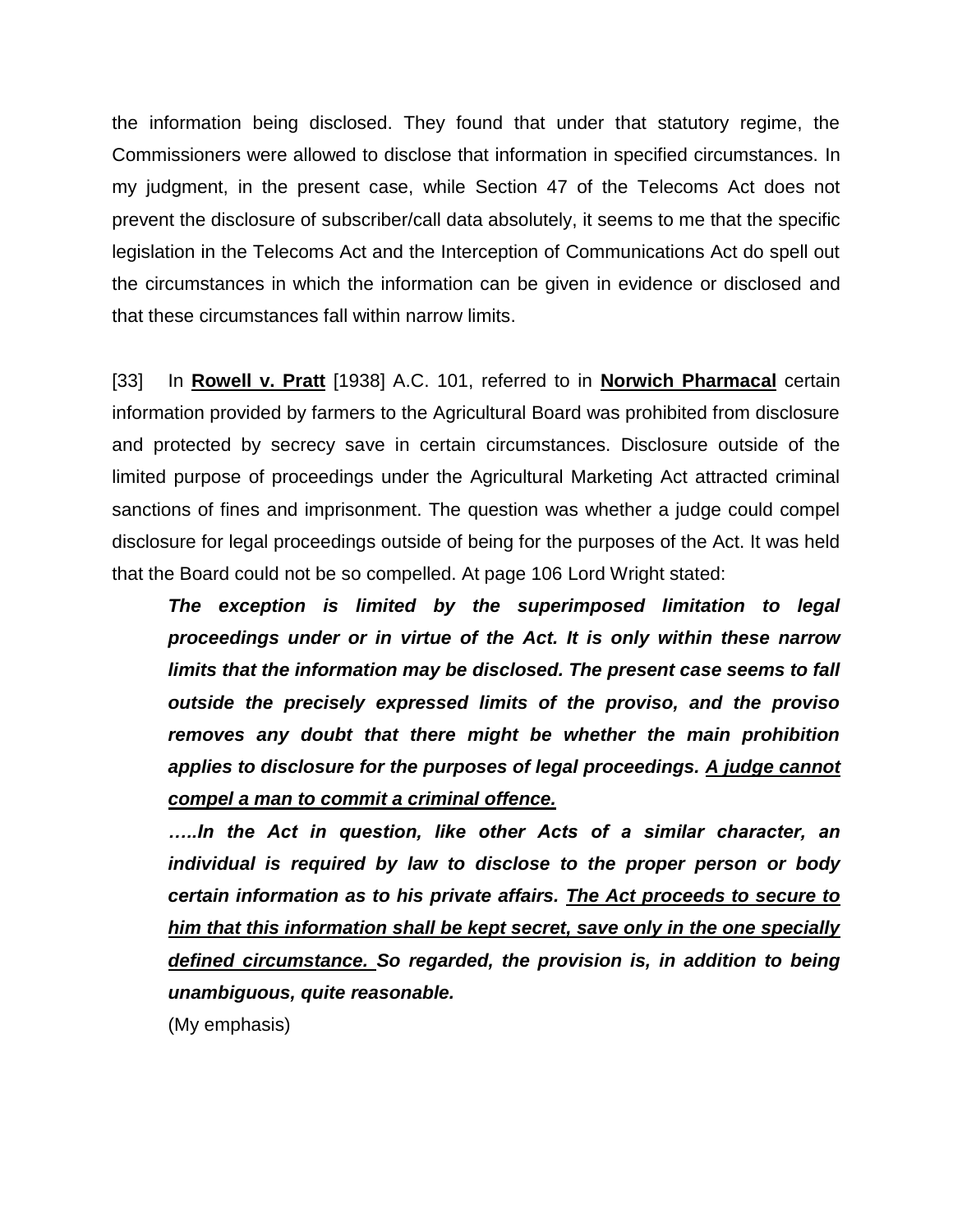the information being disclosed. They found that under that statutory regime, the Commissioners were allowed to disclose that information in specified circumstances. In my judgment, in the present case, while Section 47 of the Telecoms Act does not prevent the disclosure of subscriber/call data absolutely, it seems to me that the specific legislation in the Telecoms Act and the Interception of Communications Act do spell out the circumstances in which the information can be given in evidence or disclosed and that these circumstances fall within narrow limits.

[33] In **<u>Rowell v. Pratt</u>** [1938] A.C. 101, referred to in **<u>Norwich Pharmacal</u>** certain information provided by farmers to the Agricultural Board was prohibited from disclosure and protected by secrecy save in certain circumstances. Disclosure outside of the limited purpose of proceedings under the Agricultural Marketing Act attracted criminal sanctions of fines and imprisonment. The question was whether a judge could compel disclosure for legal proceedings outside of being for the purposes of the Act. It was held that the Board could not be so compelled. At page 106 Lord Wright stated:

> ***The exception is limited by the superimposed limitation to legal proceedings under or in virtue of the Act. It is only within these narrow limits that the information may be disclosed. The present case seems to fall outside the precisely expressed limits of the proviso, and the proviso removes any doubt that there might be whether the main prohibition applies to disclosure for the purposes of legal proceedings. <u>A judge cannot compel a man to commit a criminal offence.</u>***
>
> ***…..In the Act in question, like other Acts of a similar character, an individual is required by law to disclose to the proper person or body certain information as to his private affairs. <u>The Act proceeds to secure to him that this information shall be kept secret, save only in the one specially defined circumstance.</u> So regarded, the provision is, in addition to being unambiguous, quite reasonable.***
>
> (My emphasis)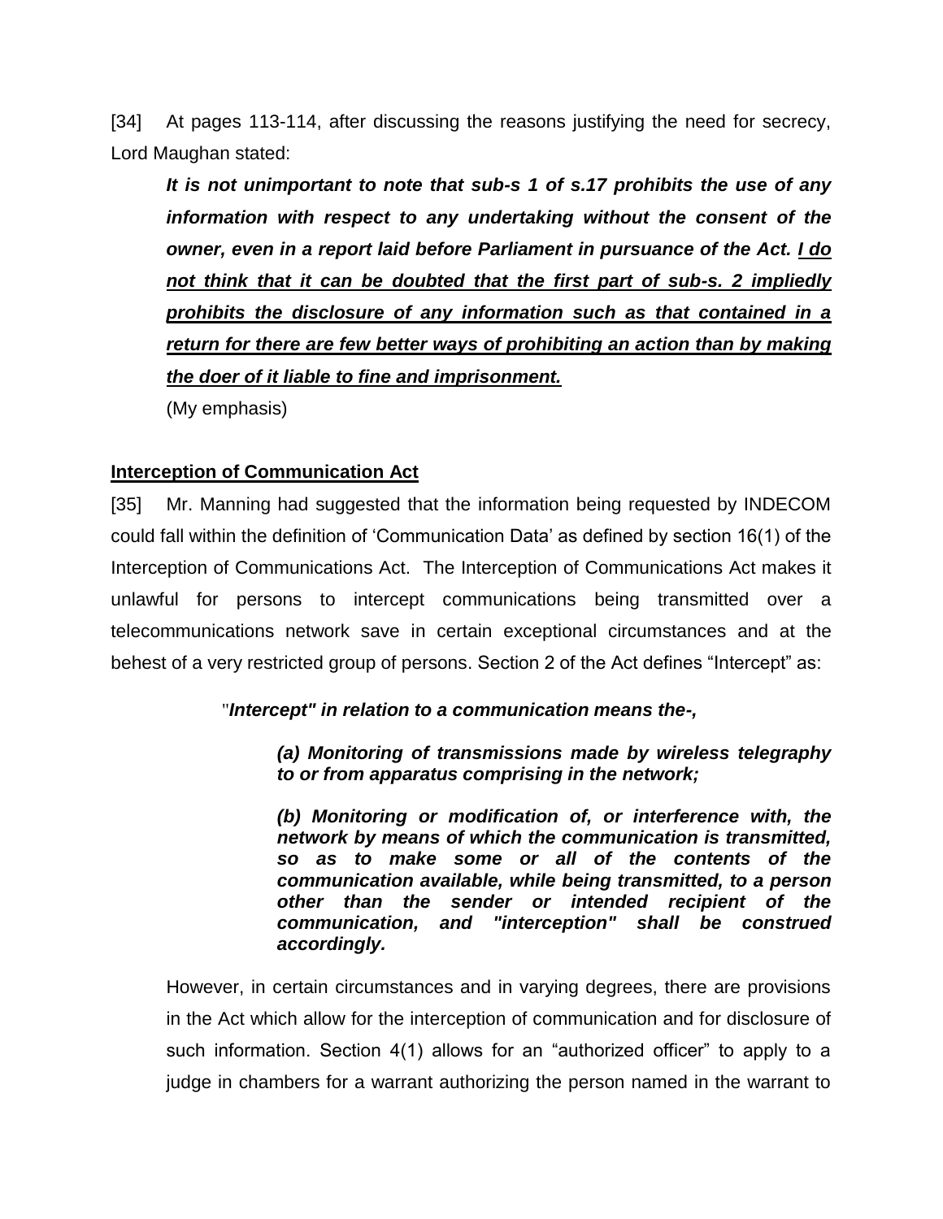[34] At pages 113-114, after discussing the reasons justifying the need for secrecy, Lord Maughan stated:

> ***It is not unimportant to note that sub-s 1 of s.17 prohibits the use of any information with respect to any undertaking without the consent of the owner, even in a report laid before Parliament in pursuance of the Act. <u>I do not think that it can be doubted that the first part of sub-s. 2 impliedly prohibits the disclosure of any information such as that contained in a return for there are few better ways of prohibiting an action than by making the doer of it liable to fine and imprisonment.</u>***
>
> (My emphasis)

**<u>Interception of Communication Act</u>**

[35] Mr. Manning had suggested that the information being requested by INDECOM could fall within the definition of 'Communication Data' as defined by section 16(1) of the Interception of Communications Act. The Interception of Communications Act makes it unlawful for persons to intercept communications being transmitted over a telecommunications network save in certain exceptional circumstances and at the behest of a very restricted group of persons. Section 2 of the Act defines "Intercept" as:

> "***Intercept" in relation to a communication means the-,***
>
> > ***(a) Monitoring of transmissions made by wireless telegraphy to or from apparatus comprising in the network;***
> >
> > ***(b) Monitoring or modification of, or interference with, the network by means of which the communication is transmitted, so as to make some or all of the contents of the communication available, while being transmitted, to a person other than the sender or intended recipient of the communication, and "interception" shall be construed accordingly.***

However, in certain circumstances and in varying degrees, there are provisions in the Act which allow for the interception of communication and for disclosure of such information. Section 4(1) allows for an "authorized officer" to apply to a judge in chambers for a warrant authorizing the person named in the warrant to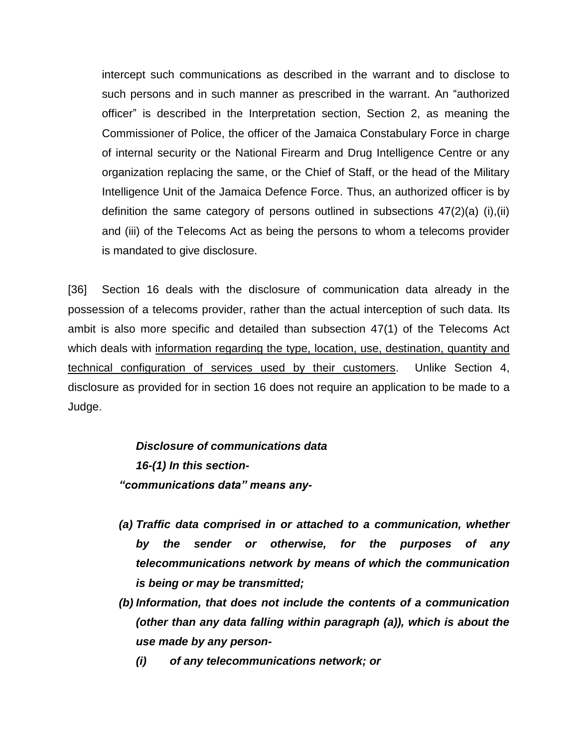intercept such communications as described in the warrant and to disclose to such persons and in such manner as prescribed in the warrant. An "authorized officer" is described in the Interpretation section, Section 2, as meaning the Commissioner of Police, the officer of the Jamaica Constabulary Force in charge of internal security or the National Firearm and Drug Intelligence Centre or any organization replacing the same, or the Chief of Staff, or the head of the Military Intelligence Unit of the Jamaica Defence Force. Thus, an authorized officer is by definition the same category of persons outlined in subsections 47(2)(a) (i),(ii) and (iii) of the Telecoms Act as being the persons to whom a telecoms provider is mandated to give disclosure.

[36] Section 16 deals with the disclosure of communication data already in the possession of a telecoms provider, rather than the actual interception of such data. Its ambit is also more specific and detailed than subsection 47(1) of the Telecoms Act which deals with <u>information regarding the type, location, use, destination, quantity and technical configuration of services used by their customers</u>. Unlike Section 4, disclosure as provided for in section 16 does not require an application to be made to a Judge.

> ***Disclosure of communications data***
>
> ***16-(1) In this section-***
>
> ***"communications data" means any-***
>
> ***(a) Traffic data comprised in or attached to a communication, whether by the sender or otherwise, for the purposes of any telecommunications network by means of which the communication is being or may be transmitted;***
>
> ***(b) Information, that does not include the contents of a communication (other than any data falling within paragraph (a)), which is about the use made by any person-***
>
> ***(i) of any telecommunications network; or***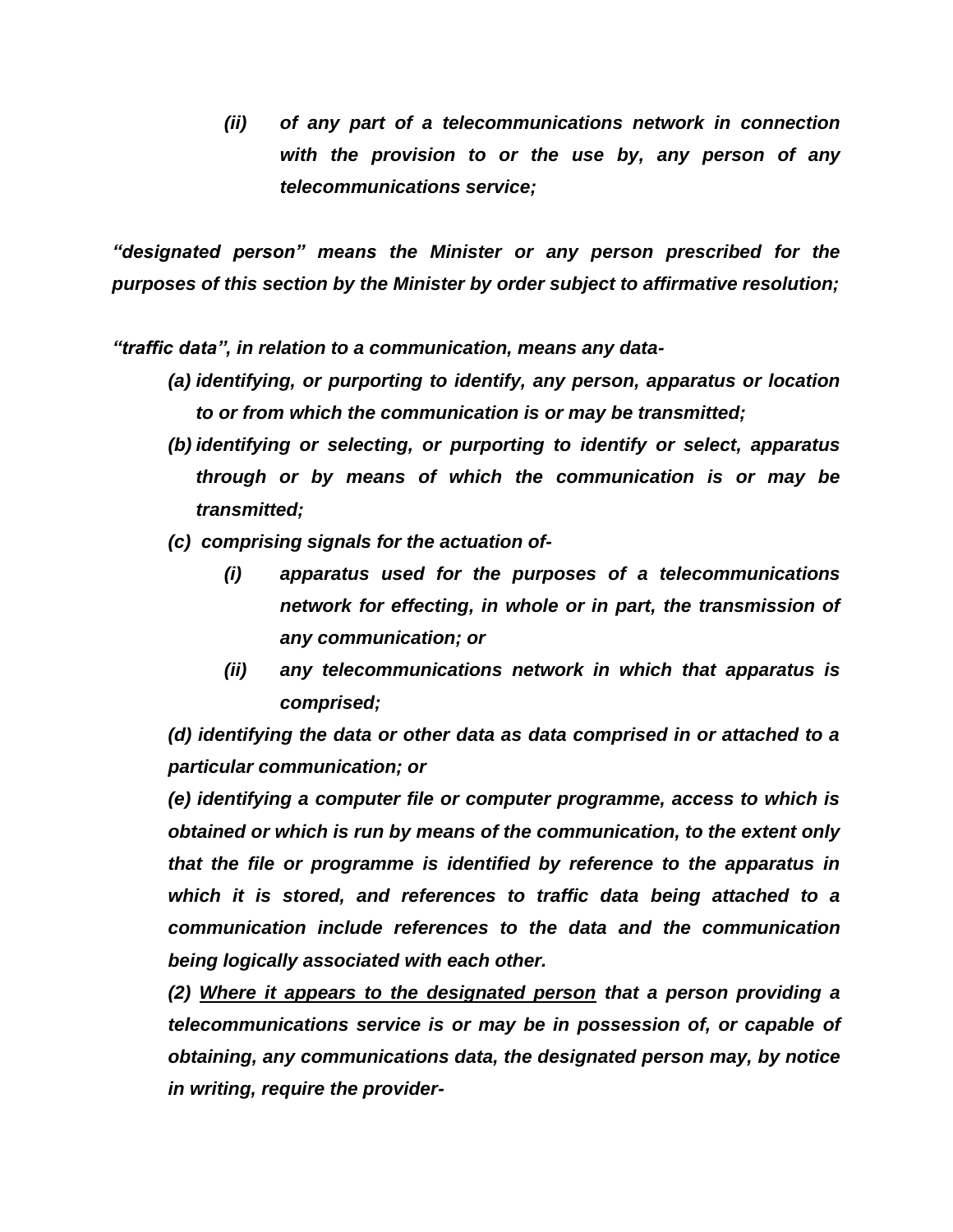*(ii) of any part of a telecommunications network in connection with the provision to or the use by, any person of any telecommunications service;*

***"designated person" means the Minister or any person prescribed for the purposes of this section by the Minister by order subject to affirmative resolution;***

***"traffic data", in relation to a communication, means any data-***

***(a) identifying, or purporting to identify, any person, apparatus or location to or from which the communication is or may be transmitted;***

***(b) identifying or selecting, or purporting to identify or select, apparatus through or by means of which the communication is or may be transmitted;***

***(c) comprising signals for the actuation of-***

> ***(i) apparatus used for the purposes of a telecommunications network for effecting, in whole or in part, the transmission of any communication; or***
>
> ***(ii) any telecommunications network in which that apparatus is comprised;***

***(d) identifying the data or other data as data comprised in or attached to a particular communication; or***

***(e) identifying a computer file or computer programme, access to which is obtained or which is run by means of the communication, to the extent only that the file or programme is identified by reference to the apparatus in which it is stored, and references to traffic data being attached to a communication include references to the data and the communication being logically associated with each other.***

***(2) <u>Where it appears to the designated person</u> that a person providing a telecommunications service is or may be in possession of, or capable of obtaining, any communications data, the designated person may, by notice in writing, require the provider-***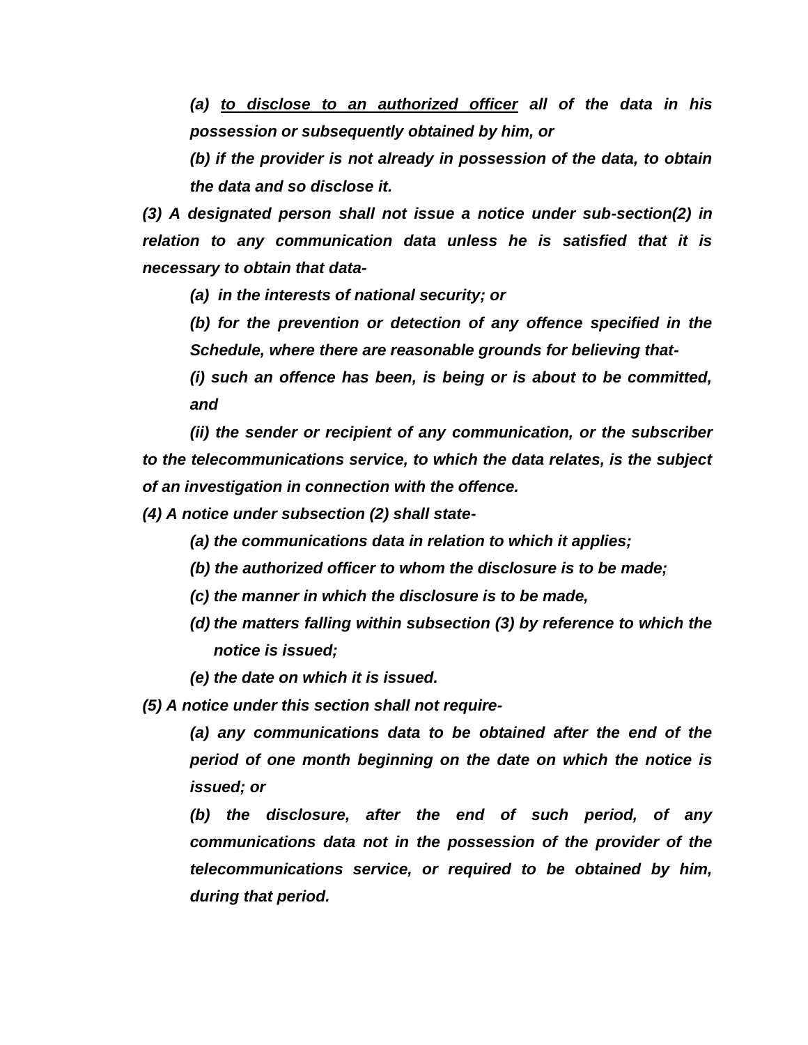*(a) <u>to disclose to an authorized officer</u> all of the data in his possession or subsequently obtained by him, or*

*(b) if the provider is not already in possession of the data, to obtain the data and so disclose it.*

***(3) A designated person shall not issue a notice under sub-section(2) in relation to any communication data unless he is satisfied that it is necessary to obtain that data-***

***(a) in the interests of national security; or***

***(b) for the prevention or detection of any offence specified in the Schedule, where there are reasonable grounds for believing that-***

***(i) such an offence has been, is being or is about to be committed, and***

***(ii) the sender or recipient of any communication, or the subscriber to the telecommunications service, to which the data relates, is the subject of an investigation in connection with the offence.***

***(4) A notice under subsection (2) shall state-***

***(a) the communications data in relation to which it applies;***

***(b) the authorized officer to whom the disclosure is to be made;***

***(c) the manner in which the disclosure is to be made,***

***(d) the matters falling within subsection (3) by reference to which the notice is issued;***

***(e) the date on which it is issued.***

***(5) A notice under this section shall not require-***

***(a) any communications data to be obtained after the end of the period of one month beginning on the date on which the notice is issued; or***

***(b) the disclosure, after the end of such period, of any communications data not in the possession of the provider of the telecommunications service, or required to be obtained by him, during that period.***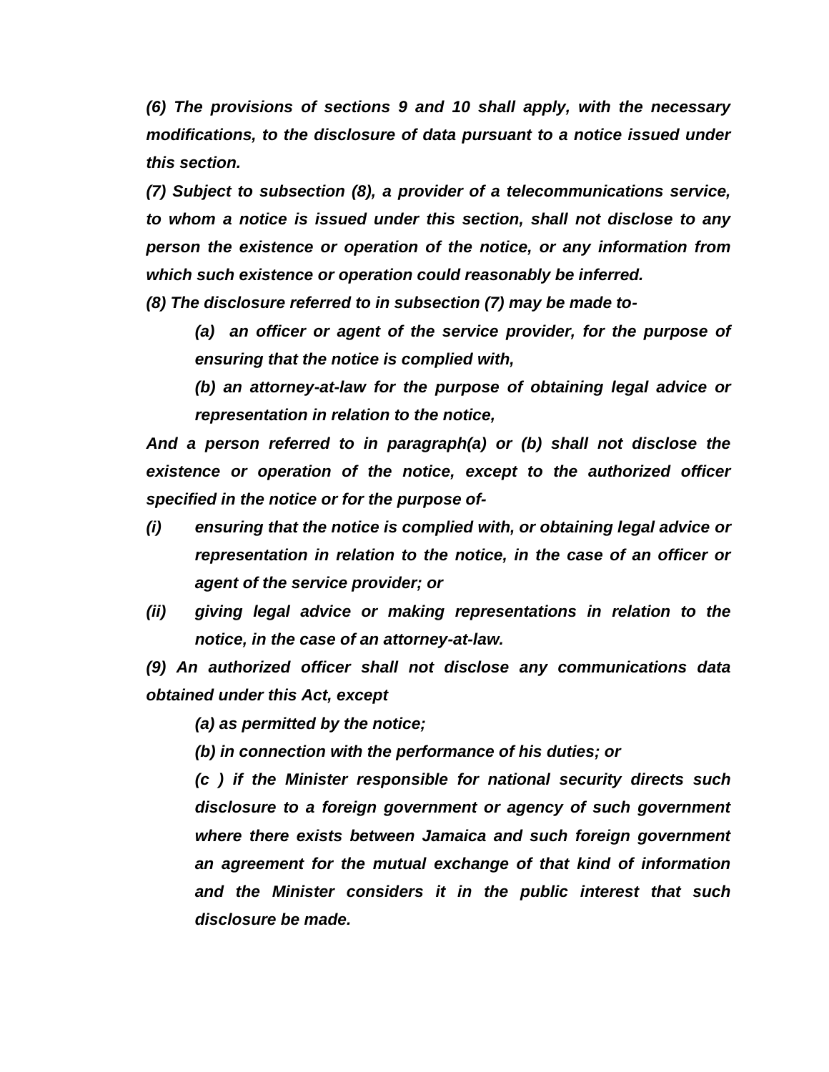*(6) The provisions of sections 9 and 10 shall apply, with the necessary modifications, to the disclosure of data pursuant to a notice issued under this section.*

*(7) Subject to subsection (8), a provider of a telecommunications service, to whom a notice is issued under this section, shall not disclose to any person the existence or operation of the notice, or any information from which such existence or operation could reasonably be inferred.*

*(8) The disclosure referred to in subsection (7) may be made to-*

> *(a) an officer or agent of the service provider, for the purpose of ensuring that the notice is complied with,*
>
> *(b) an attorney-at-law for the purpose of obtaining legal advice or representation in relation to the notice,*

*And a person referred to in paragraph(a) or (b) shall not disclose the existence or operation of the notice, except to the authorized officer specified in the notice or for the purpose of-*

*(i) ensuring that the notice is complied with, or obtaining legal advice or representation in relation to the notice, in the case of an officer or agent of the service provider; or*

*(ii) giving legal advice or making representations in relation to the notice, in the case of an attorney-at-law.*

*(9) An authorized officer shall not disclose any communications data obtained under this Act, except*

> *(a) as permitted by the notice;*
>
> *(b) in connection with the performance of his duties; or*
>
> *(c ) if the Minister responsible for national security directs such disclosure to a foreign government or agency of such government where there exists between Jamaica and such foreign government an agreement for the mutual exchange of that kind of information and the Minister considers it in the public interest that such disclosure be made.*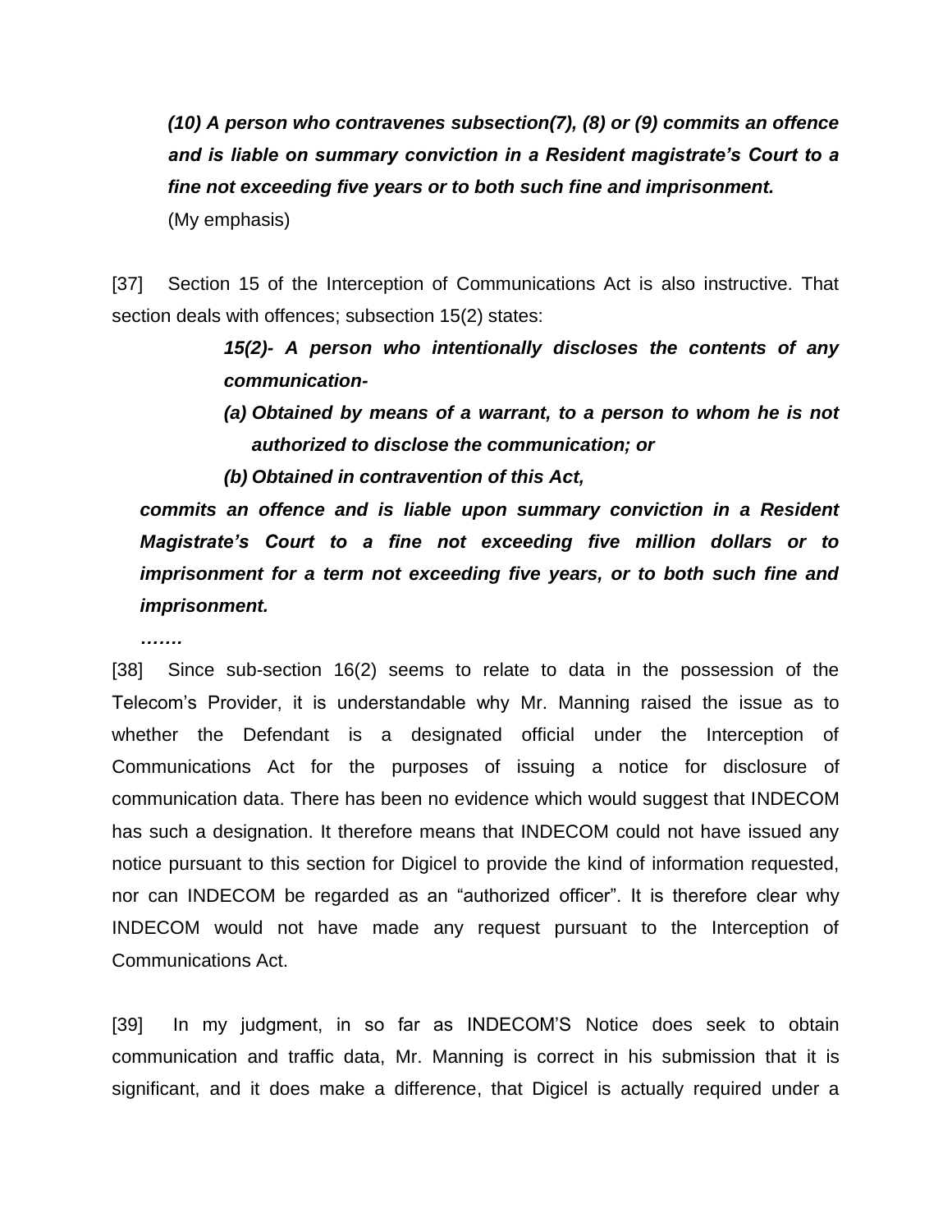*(10) A person who contravenes subsection(7), (8) or (9) commits an offence and is liable on summary conviction in a Resident magistrate's Court to a fine not exceeding five years or to both such fine and imprisonment.*

(My emphasis)

[37] Section 15 of the Interception of Communications Act is also instructive. That section deals with offences; subsection 15(2) states:

> ***15(2)- A person who intentionally discloses the contents of any communication-***
>
> ***(a) Obtained by means of a warrant, to a person to whom he is not authorized to disclose the communication; or***
>
> ***(b) Obtained in contravention of this Act,***

***commits an offence and is liable upon summary conviction in a Resident Magistrate's Court to a fine not exceeding five million dollars or to imprisonment for a term not exceeding five years, or to both such fine and imprisonment.***

***…….***

[38] Since sub-section 16(2) seems to relate to data in the possession of the Telecom's Provider, it is understandable why Mr. Manning raised the issue as to whether the Defendant is a designated official under the Interception of Communications Act for the purposes of issuing a notice for disclosure of communication data. There has been no evidence which would suggest that INDECOM has such a designation. It therefore means that INDECOM could not have issued any notice pursuant to this section for Digicel to provide the kind of information requested, nor can INDECOM be regarded as an "authorized officer". It is therefore clear why INDECOM would not have made any request pursuant to the Interception of Communications Act.

[39] In my judgment, in so far as INDECOM'S Notice does seek to obtain communication and traffic data, Mr. Manning is correct in his submission that it is significant, and it does make a difference, that Digicel is actually required under a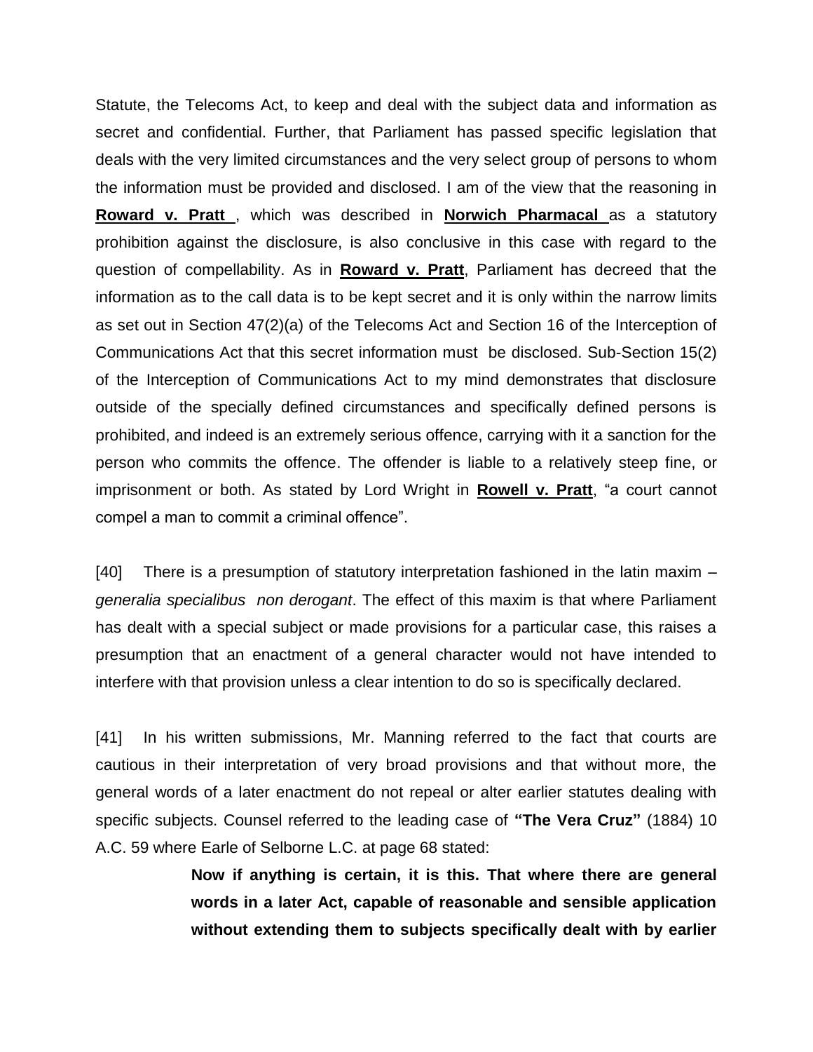Statute, the Telecoms Act, to keep and deal with the subject data and information as secret and confidential. Further, that Parliament has passed specific legislation that deals with the very limited circumstances and the very select group of persons to whom the information must be provided and disclosed. I am of the view that the reasoning in **Roward v. Pratt** , which was described in **Norwich Pharmacal** as a statutory prohibition against the disclosure, is also conclusive in this case with regard to the question of compellability. As in **Roward v. Pratt**, Parliament has decreed that the information as to the call data is to be kept secret and it is only within the narrow limits as set out in Section 47(2)(a) of the Telecoms Act and Section 16 of the Interception of Communications Act that this secret information must be disclosed. Sub-Section 15(2) of the Interception of Communications Act to my mind demonstrates that disclosure outside of the specially defined circumstances and specifically defined persons is prohibited, and indeed is an extremely serious offence, carrying with it a sanction for the person who commits the offence. The offender is liable to a relatively steep fine, or imprisonment or both. As stated by Lord Wright in **Rowell v. Pratt**, "a court cannot compel a man to commit a criminal offence".

[40] There is a presumption of statutory interpretation fashioned in the latin maxim – *generalia specialibus non derogant*. The effect of this maxim is that where Parliament has dealt with a special subject or made provisions for a particular case, this raises a presumption that an enactment of a general character would not have intended to interfere with that provision unless a clear intention to do so is specifically declared.

[41] In his written submissions, Mr. Manning referred to the fact that courts are cautious in their interpretation of very broad provisions and that without more, the general words of a later enactment do not repeal or alter earlier statutes dealing with specific subjects. Counsel referred to the leading case of **"The Vera Cruz"** (1884) 10 A.C. 59 where Earle of Selborne L.C. at page 68 stated:

> **Now if anything is certain, it is this. That where there are general words in a later Act, capable of reasonable and sensible application without extending them to subjects specifically dealt with by earlier**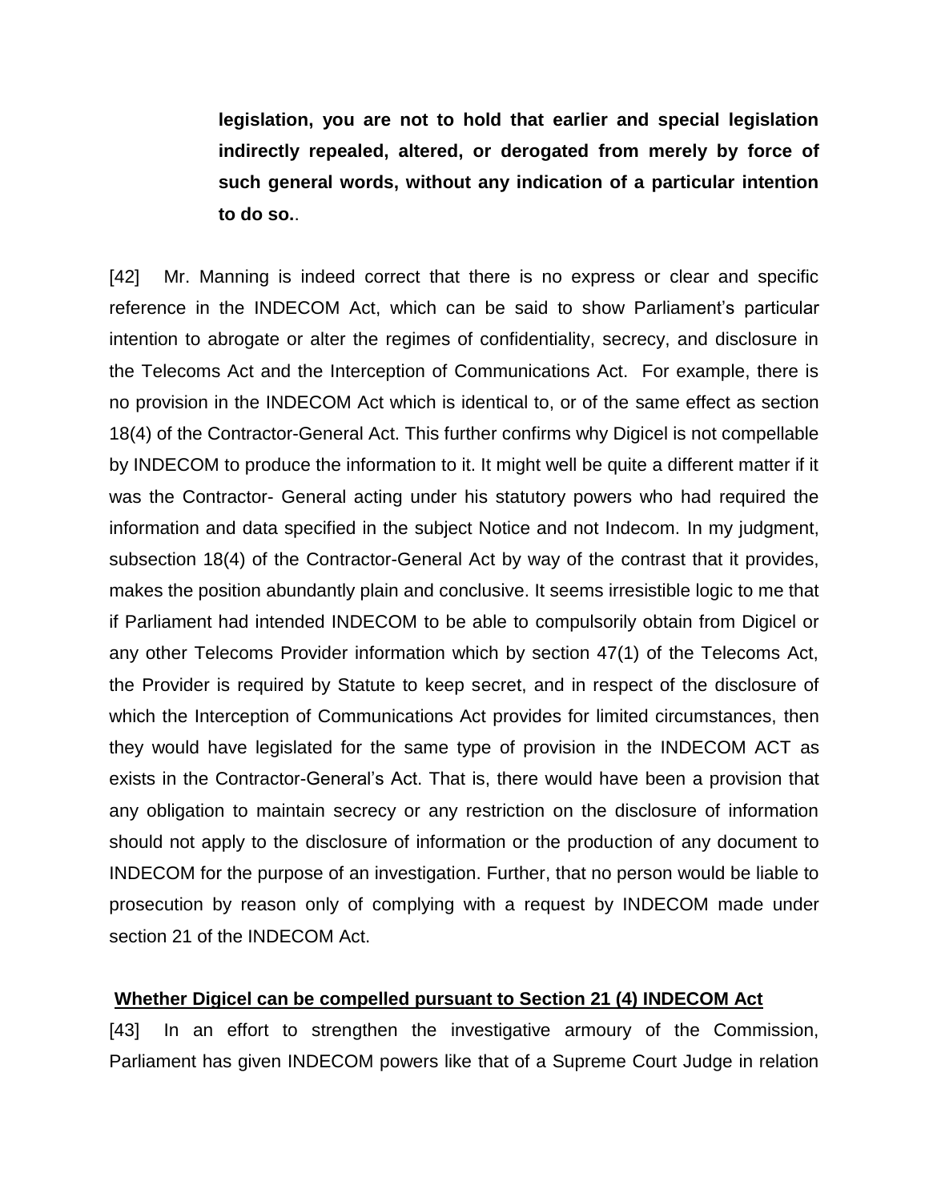> **legislation, you are not to hold that earlier and special legislation indirectly repealed, altered, or derogated from merely by force of such general words, without any indication of a particular intention to do so.**.

[42] Mr. Manning is indeed correct that there is no express or clear and specific reference in the INDECOM Act, which can be said to show Parliament's particular intention to abrogate or alter the regimes of confidentiality, secrecy, and disclosure in the Telecoms Act and the Interception of Communications Act. For example, there is no provision in the INDECOM Act which is identical to, or of the same effect as section 18(4) of the Contractor-General Act. This further confirms why Digicel is not compellable by INDECOM to produce the information to it. It might well be quite a different matter if it was the Contractor- General acting under his statutory powers who had required the information and data specified in the subject Notice and not Indecom. In my judgment, subsection 18(4) of the Contractor-General Act by way of the contrast that it provides, makes the position abundantly plain and conclusive. It seems irresistible logic to me that if Parliament had intended INDECOM to be able to compulsorily obtain from Digicel or any other Telecoms Provider information which by section 47(1) of the Telecoms Act, the Provider is required by Statute to keep secret, and in respect of the disclosure of which the Interception of Communications Act provides for limited circumstances, then they would have legislated for the same type of provision in the INDECOM ACT as exists in the Contractor-General's Act. That is, there would have been a provision that any obligation to maintain secrecy or any restriction on the disclosure of information should not apply to the disclosure of information or the production of any document to INDECOM for the purpose of an investigation. Further, that no person would be liable to prosecution by reason only of complying with a request by INDECOM made under section 21 of the INDECOM Act.

**<u>Whether Digicel can be compelled pursuant to Section 21 (4) INDECOM Act</u>**

[43] In an effort to strengthen the investigative armoury of the Commission, Parliament has given INDECOM powers like that of a Supreme Court Judge in relation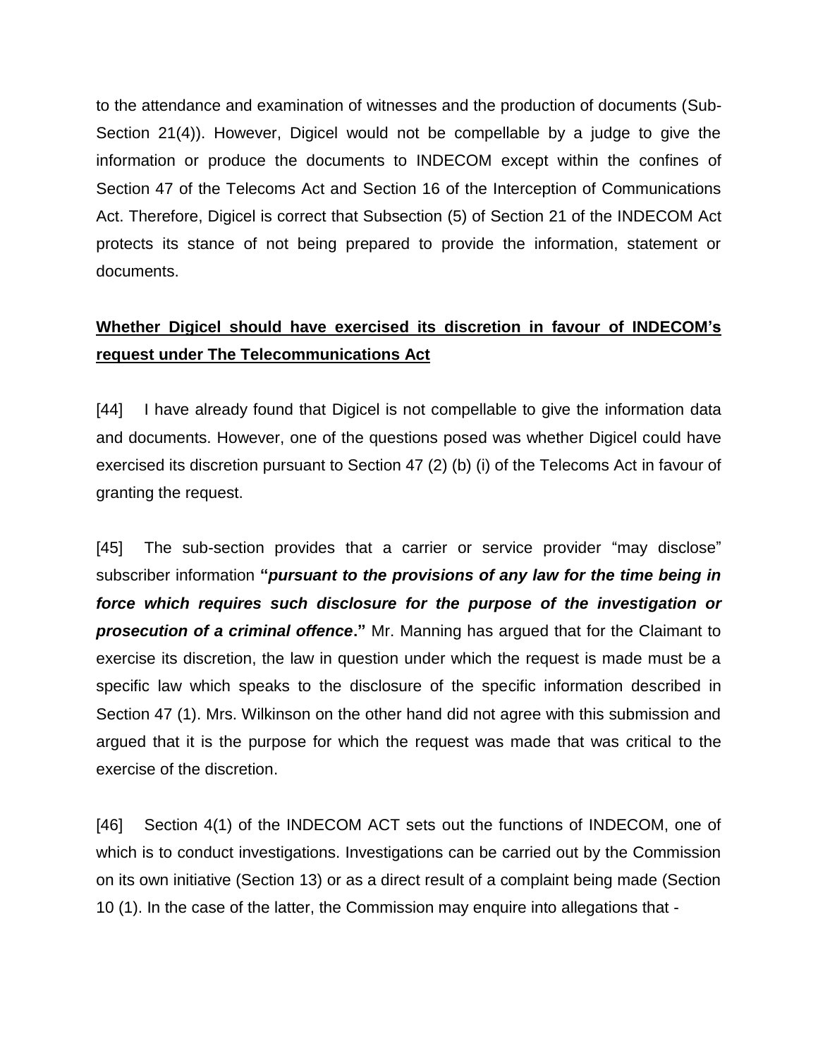to the attendance and examination of witnesses and the production of documents (Sub-Section 21(4)). However, Digicel would not be compellable by a judge to give the information or produce the documents to INDECOM except within the confines of Section 47 of the Telecoms Act and Section 16 of the Interception of Communications Act. Therefore, Digicel is correct that Subsection (5) of Section 21 of the INDECOM Act protects its stance of not being prepared to provide the information, statement or documents.

**Whether Digicel should have exercised its discretion in favour of INDECOM's request under The Telecommunications Act**

[44] I have already found that Digicel is not compellable to give the information data and documents. However, one of the questions posed was whether Digicel could have exercised its discretion pursuant to Section 47 (2) (b) (i) of the Telecoms Act in favour of granting the request.

[45] The sub-section provides that a carrier or service provider "may disclose" subscriber information **"*pursuant to the provisions of any law for the time being in force which requires such disclosure for the purpose of the investigation or prosecution of a criminal offence*."** Mr. Manning has argued that for the Claimant to exercise its discretion, the law in question under which the request is made must be a specific law which speaks to the disclosure of the specific information described in Section 47 (1). Mrs. Wilkinson on the other hand did not agree with this submission and argued that it is the purpose for which the request was made that was critical to the exercise of the discretion.

[46] Section 4(1) of the INDECOM ACT sets out the functions of INDECOM, one of which is to conduct investigations. Investigations can be carried out by the Commission on its own initiative (Section 13) or as a direct result of a complaint being made (Section 10 (1). In the case of the latter, the Commission may enquire into allegations that -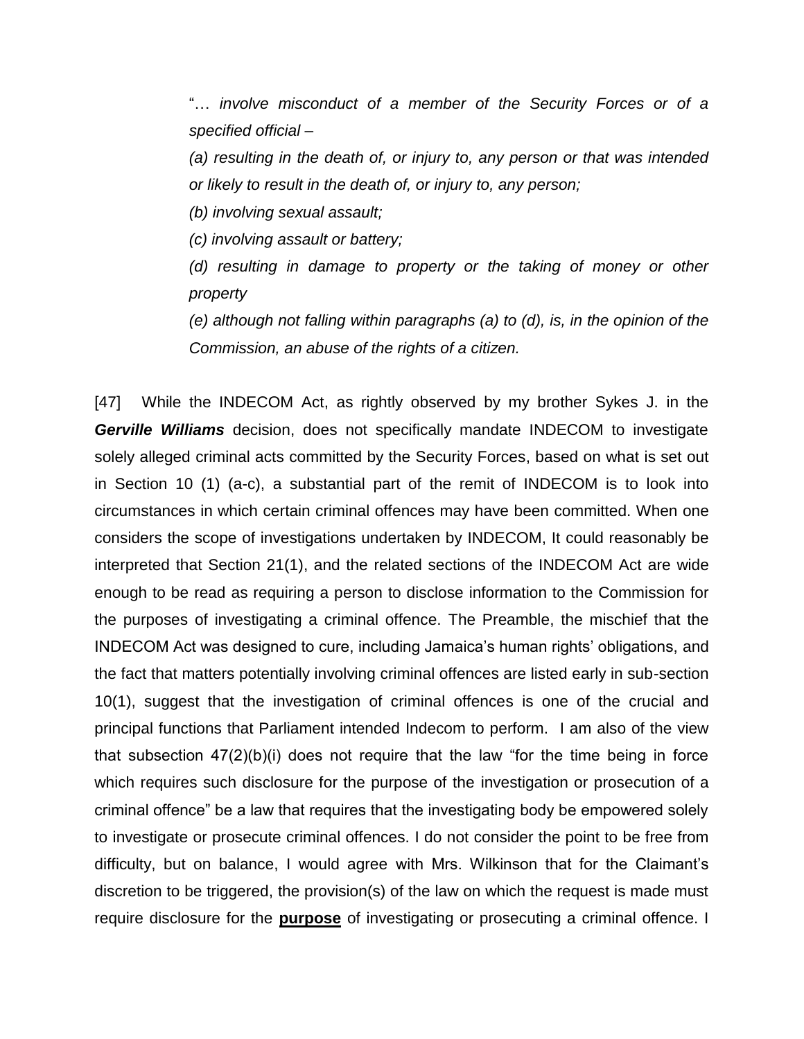> "… *involve misconduct of a member of the Security Forces or of a specified official –*
>
> *(a) resulting in the death of, or injury to, any person or that was intended or likely to result in the death of, or injury to, any person;*
>
> *(b) involving sexual assault;*
>
> *(c) involving assault or battery;*
>
> *(d) resulting in damage to property or the taking of money or other property*
>
> *(e) although not falling within paragraphs (a) to (d), is, in the opinion of the Commission, an abuse of the rights of a citizen.*

[47] While the INDECOM Act, as rightly observed by my brother Sykes J. in the ***Gerville Williams*** decision, does not specifically mandate INDECOM to investigate solely alleged criminal acts committed by the Security Forces, based on what is set out in Section 10 (1) (a-c), a substantial part of the remit of INDECOM is to look into circumstances in which certain criminal offences may have been committed. When one considers the scope of investigations undertaken by INDECOM, It could reasonably be interpreted that Section 21(1), and the related sections of the INDECOM Act are wide enough to be read as requiring a person to disclose information to the Commission for the purposes of investigating a criminal offence. The Preamble, the mischief that the INDECOM Act was designed to cure, including Jamaica's human rights' obligations, and the fact that matters potentially involving criminal offences are listed early in sub-section 10(1), suggest that the investigation of criminal offences is one of the crucial and principal functions that Parliament intended Indecom to perform. I am also of the view that subsection 47(2)(b)(i) does not require that the law "for the time being in force which requires such disclosure for the purpose of the investigation or prosecution of a criminal offence" be a law that requires that the investigating body be empowered solely to investigate or prosecute criminal offences. I do not consider the point to be free from difficulty, but on balance, I would agree with Mrs. Wilkinson that for the Claimant's discretion to be triggered, the provision(s) of the law on which the request is made must require disclosure for the **purpose** of investigating or prosecuting a criminal offence. I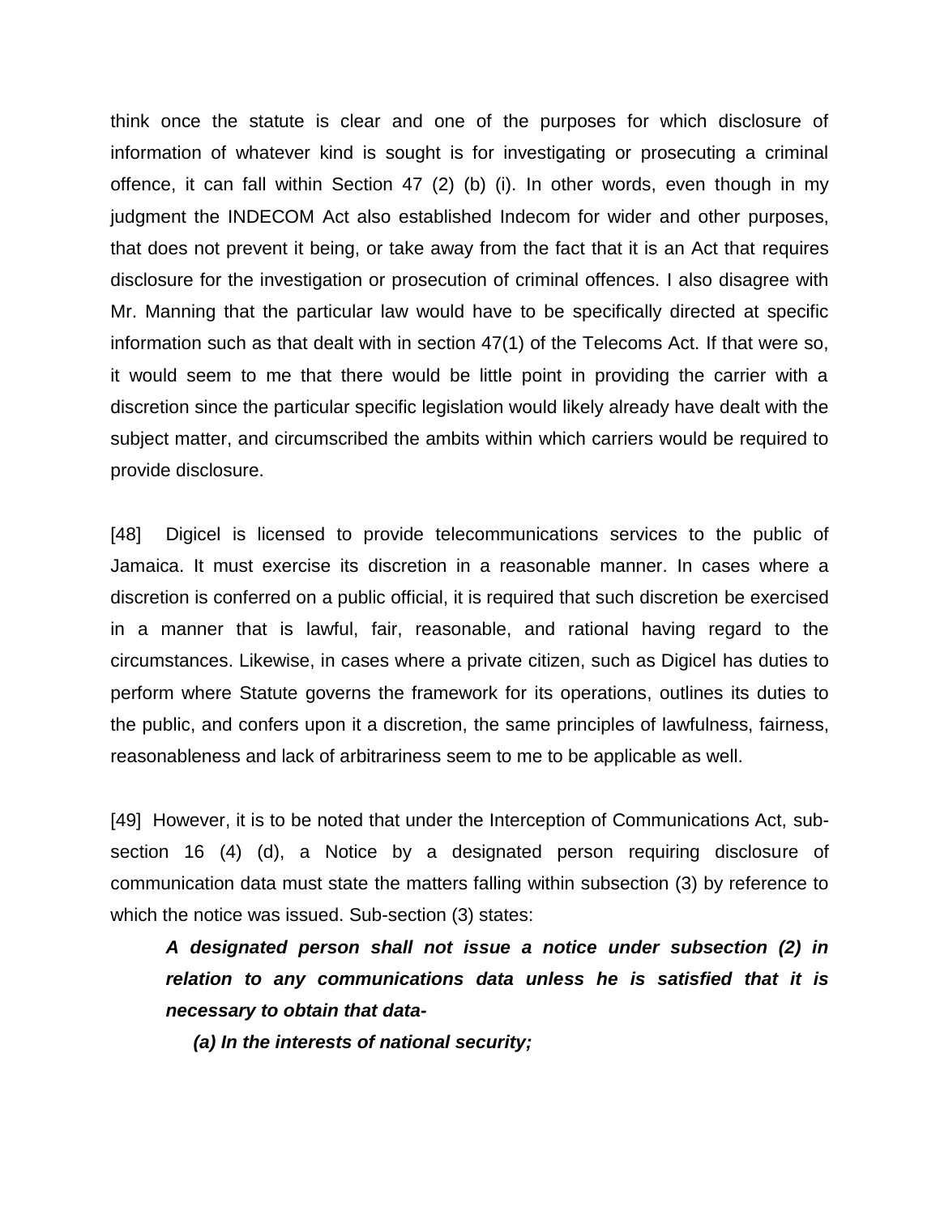think once the statute is clear and one of the purposes for which disclosure of information of whatever kind is sought is for investigating or prosecuting a criminal offence, it can fall within Section 47 (2) (b) (i). In other words, even though in my judgment the INDECOM Act also established Indecom for wider and other purposes, that does not prevent it being, or take away from the fact that it is an Act that requires disclosure for the investigation or prosecution of criminal offences. I also disagree with Mr. Manning that the particular law would have to be specifically directed at specific information such as that dealt with in section 47(1) of the Telecoms Act. If that were so, it would seem to me that there would be little point in providing the carrier with a discretion since the particular specific legislation would likely already have dealt with the subject matter, and circumscribed the ambits within which carriers would be required to provide disclosure.

[48] Digicel is licensed to provide telecommunications services to the public of Jamaica. It must exercise its discretion in a reasonable manner. In cases where a discretion is conferred on a public official, it is required that such discretion be exercised in a manner that is lawful, fair, reasonable, and rational having regard to the circumstances. Likewise, in cases where a private citizen, such as Digicel has duties to perform where Statute governs the framework for its operations, outlines its duties to the public, and confers upon it a discretion, the same principles of lawfulness, fairness, reasonableness and lack of arbitrariness seem to me to be applicable as well.

[49] However, it is to be noted that under the Interception of Communications Act, sub-section 16 (4) (d), a Notice by a designated person requiring disclosure of communication data must state the matters falling within subsection (3) by reference to which the notice was issued. Sub-section (3) states:

> ***A designated person shall not issue a notice under subsection (2) in relation to any communications data unless he is satisfied that it is necessary to obtain that data-***
>
> ***(a) In the interests of national security;***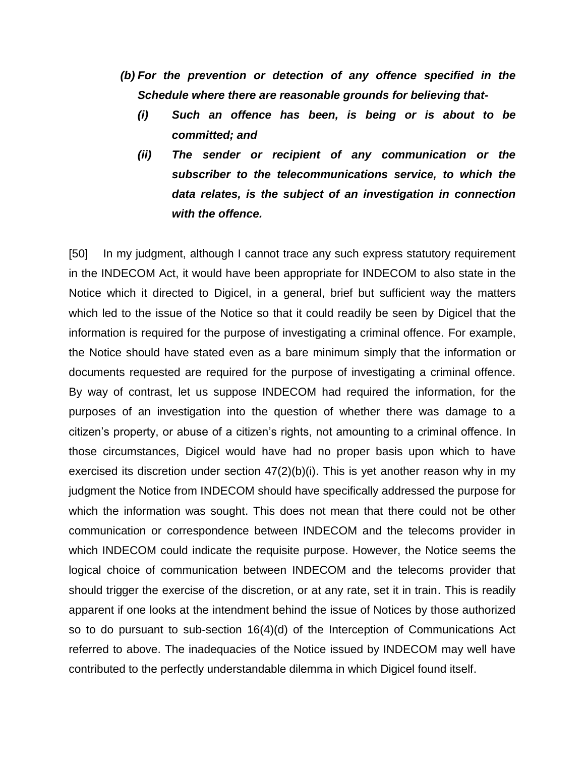*(b) For the prevention or detection of any offence specified in the Schedule where there are reasonable grounds for believing that-*

> *(i) Such an offence has been, is being or is about to be committed; and*
>
> *(ii) The sender or recipient of any communication or the subscriber to the telecommunications service, to which the data relates, is the subject of an investigation in connection with the offence.*

[50] In my judgment, although I cannot trace any such express statutory requirement in the INDECOM Act, it would have been appropriate for INDECOM to also state in the Notice which it directed to Digicel, in a general, brief but sufficient way the matters which led to the issue of the Notice so that it could readily be seen by Digicel that the information is required for the purpose of investigating a criminal offence. For example, the Notice should have stated even as a bare minimum simply that the information or documents requested are required for the purpose of investigating a criminal offence. By way of contrast, let us suppose INDECOM had required the information, for the purposes of an investigation into the question of whether there was damage to a citizen's property, or abuse of a citizen's rights, not amounting to a criminal offence. In those circumstances, Digicel would have had no proper basis upon which to have exercised its discretion under section 47(2)(b)(i). This is yet another reason why in my judgment the Notice from INDECOM should have specifically addressed the purpose for which the information was sought. This does not mean that there could not be other communication or correspondence between INDECOM and the telecoms provider in which INDECOM could indicate the requisite purpose. However, the Notice seems the logical choice of communication between INDECOM and the telecoms provider that should trigger the exercise of the discretion, or at any rate, set it in train. This is readily apparent if one looks at the intendment behind the issue of Notices by those authorized so to do pursuant to sub-section 16(4)(d) of the Interception of Communications Act referred to above. The inadequacies of the Notice issued by INDECOM may well have contributed to the perfectly understandable dilemma in which Digicel found itself.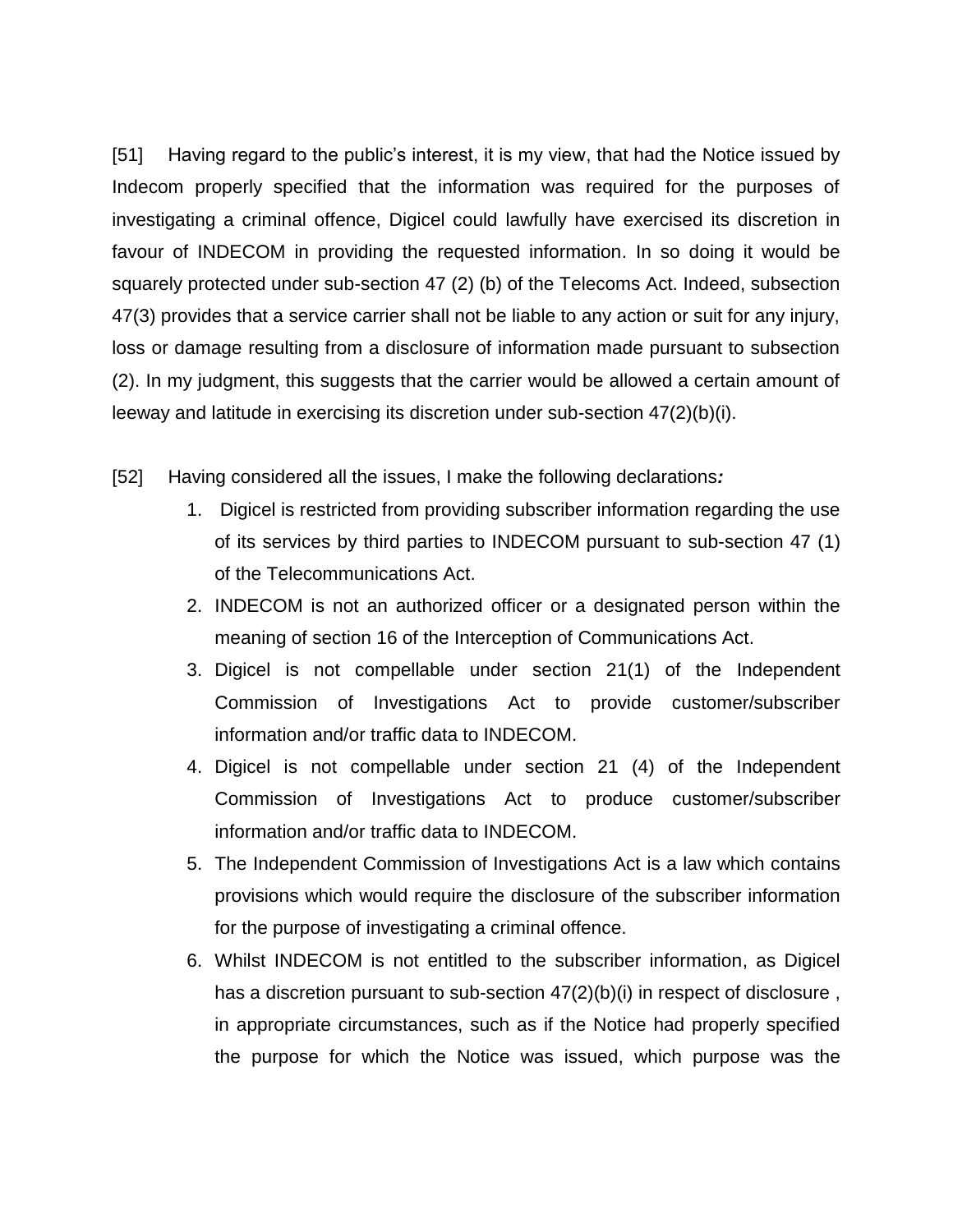[51] Having regard to the public's interest, it is my view, that had the Notice issued by Indecom properly specified that the information was required for the purposes of investigating a criminal offence, Digicel could lawfully have exercised its discretion in favour of INDECOM in providing the requested information. In so doing it would be squarely protected under sub-section 47 (2) (b) of the Telecoms Act. Indeed, subsection 47(3) provides that a service carrier shall not be liable to any action or suit for any injury, loss or damage resulting from a disclosure of information made pursuant to subsection (2). In my judgment, this suggests that the carrier would be allowed a certain amount of leeway and latitude in exercising its discretion under sub-section 47(2)(b)(i).

[52] Having considered all the issues, I make the following declarations***:***

1. Digicel is restricted from providing subscriber information regarding the use of its services by third parties to INDECOM pursuant to sub-section 47 (1) of the Telecommunications Act.
2. INDECOM is not an authorized officer or a designated person within the meaning of section 16 of the Interception of Communications Act.
3. Digicel is not compellable under section 21(1) of the Independent Commission of Investigations Act to provide customer/subscriber information and/or traffic data to INDECOM.
4. Digicel is not compellable under section 21 (4) of the Independent Commission of Investigations Act to produce customer/subscriber information and/or traffic data to INDECOM.
5. The Independent Commission of Investigations Act is a law which contains provisions which would require the disclosure of the subscriber information for the purpose of investigating a criminal offence.
6. Whilst INDECOM is not entitled to the subscriber information, as Digicel has a discretion pursuant to sub-section 47(2)(b)(i) in respect of disclosure , in appropriate circumstances, such as if the Notice had properly specified the purpose for which the Notice was issued, which purpose was the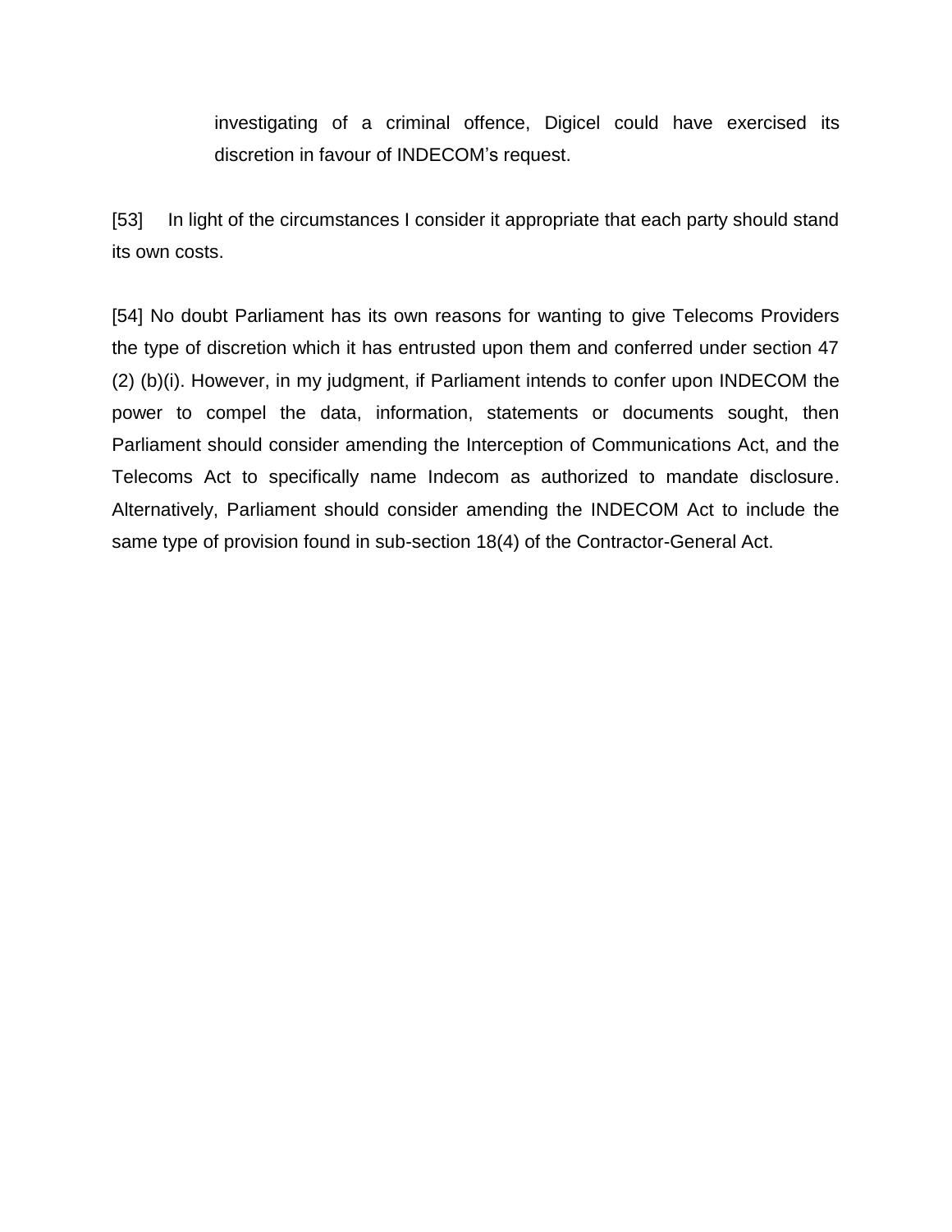investigating of a criminal offence, Digicel could have exercised its discretion in favour of INDECOM's request.

[53] In light of the circumstances I consider it appropriate that each party should stand its own costs.

[54] No doubt Parliament has its own reasons for wanting to give Telecoms Providers the type of discretion which it has entrusted upon them and conferred under section 47 (2) (b)(i). However, in my judgment, if Parliament intends to confer upon INDECOM the power to compel the data, information, statements or documents sought, then Parliament should consider amending the Interception of Communications Act, and the Telecoms Act to specifically name Indecom as authorized to mandate disclosure. Alternatively, Parliament should consider amending the INDECOM Act to include the same type of provision found in sub-section 18(4) of the Contractor-General Act.